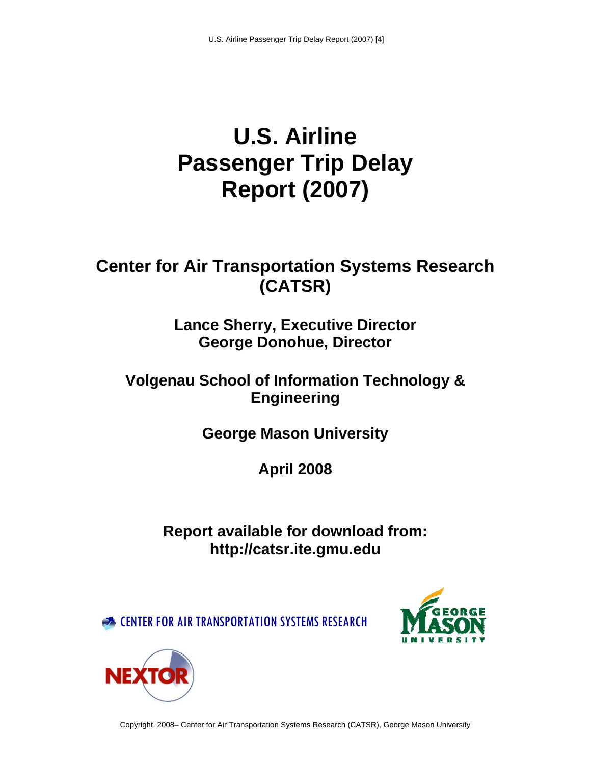# U.S. Airline Passenger Trip Delay Report (2007)

## Center for Air Transportation Systems Research (CATSR)

**Lance Sherry, Executive Director**
**George Donohue, Director**

**Volgenau School of Information Technology & Engineering**

**George Mason University**

**April 2008**

**Report available for download from:**
**http://catsr.ite.gmu.edu**

CENTER FOR AIR TRANSPORTATION SYSTEMS RESEARCH

GEORGE MASON UNIVERSITY

NEXTOR

Copyright, 2008– Center for Air Transportation Systems Research (CATSR), George Mason University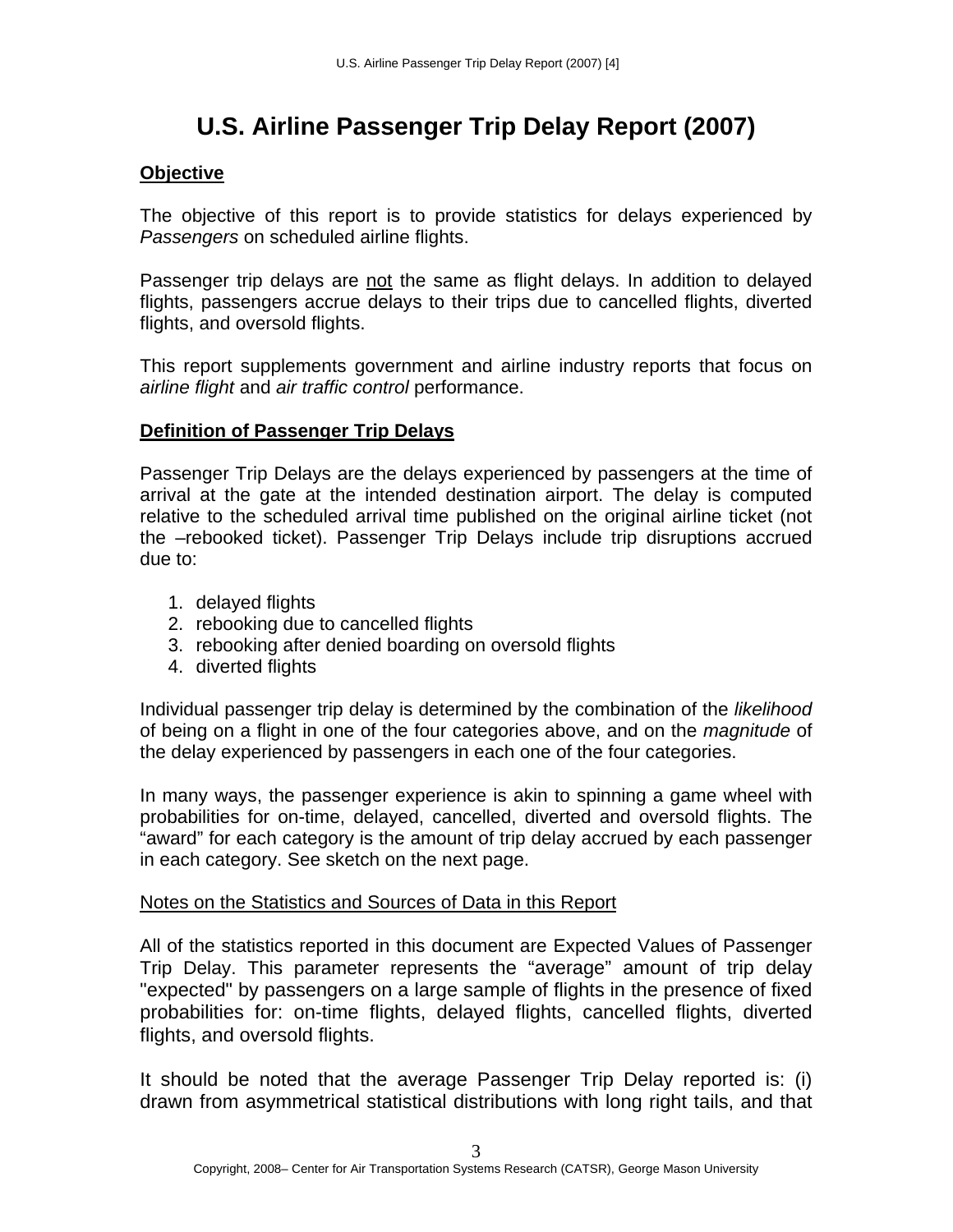# U.S. Airline Passenger Trip Delay Report (2007)

**Objective**

The objective of this report is to provide statistics for delays experienced by *Passengers* on scheduled airline flights.

Passenger trip delays are not the same as flight delays. In addition to delayed flights, passengers accrue delays to their trips due to cancelled flights, diverted flights, and oversold flights.

This report supplements government and airline industry reports that focus on *airline flight* and *air traffic control* performance.

**Definition of Passenger Trip Delays**

Passenger Trip Delays are the delays experienced by passengers at the time of arrival at the gate at the intended destination airport. The delay is computed relative to the scheduled arrival time published on the original airline ticket (not the –rebooked ticket). Passenger Trip Delays include trip disruptions accrued due to:

1. delayed flights
2. rebooking due to cancelled flights
3. rebooking after denied boarding on oversold flights
4. diverted flights

Individual passenger trip delay is determined by the combination of the *likelihood* of being on a flight in one of the four categories above, and on the *magnitude* of the delay experienced by passengers in each one of the four categories.

In many ways, the passenger experience is akin to spinning a game wheel with probabilities for on-time, delayed, cancelled, diverted and oversold flights. The "award" for each category is the amount of trip delay accrued by each passenger in each category. See sketch on the next page.

Notes on the Statistics and Sources of Data in this Report

All of the statistics reported in this document are Expected Values of Passenger Trip Delay. This parameter represents the "average" amount of trip delay "expected" by passengers on a large sample of flights in the presence of fixed probabilities for: on-time flights, delayed flights, cancelled flights, diverted flights, and oversold flights.

It should be noted that the average Passenger Trip Delay reported is: (i) drawn from asymmetrical statistical distributions with long right tails, and that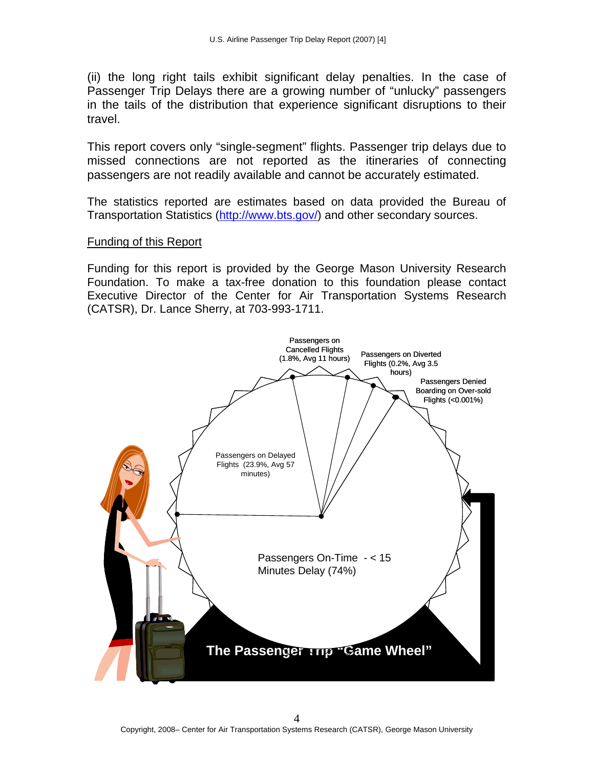(ii) the long right tails exhibit significant delay penalties. In the case of Passenger Trip Delays there are a growing number of "unlucky" passengers in the tails of the distribution that experience significant disruptions to their travel.

This report covers only "single-segment" flights. Passenger trip delays due to missed connections are not reported as the itineraries of connecting passengers are not readily available and cannot be accurately estimated.

The statistics reported are estimates based on data provided the Bureau of Transportation Statistics (http://www.bts.gov/) and other secondary sources.

## Funding of this Report

Funding for this report is provided by the George Mason University Research Foundation. To make a tax-free donation to this foundation please contact Executive Director of the Center for Air Transportation Systems Research (CATSR), Dr. Lance Sherry, at 703-993-1711.

Passengers on Cancelled Flights (1.8%, Avg 11 hours)

Passengers on Diverted Flights (0.2%, Avg 3.5 hours)

Passengers Denied Boarding on Over-sold Flights (<0.001%)

Passengers on Delayed Flights (23.9%, Avg 57 minutes)

Passengers On-Time - < 15 Minutes Delay (74%)

The Passenger Trip "Game Wheel"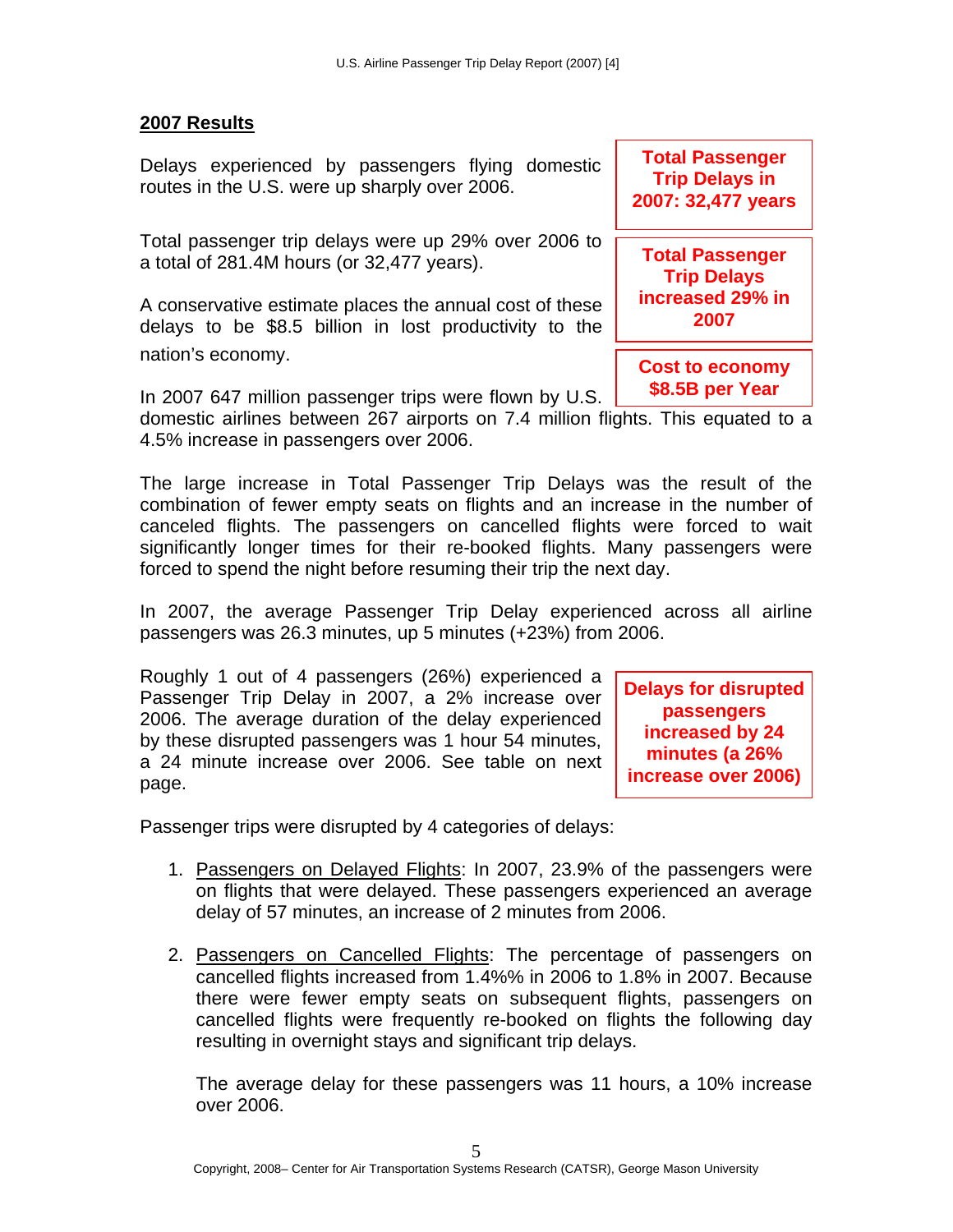## 2007 Results

Delays experienced by passengers flying domestic routes in the U.S. were up sharply over 2006.

**Total Passenger Trip Delays in 2007: 32,477 years**

**Total Passenger Trip Delays increased 29% in 2007**

**Cost to economy $8.5B per Year**

Total passenger trip delays were up 29% over 2006 to a total of 281.4M hours (or 32,477 years).

A conservative estimate places the annual cost of these delays to be $8.5 billion in lost productivity to the nation's economy.

In 2007 647 million passenger trips were flown by U.S. domestic airlines between 267 airports on 7.4 million flights. This equated to a 4.5% increase in passengers over 2006.

The large increase in Total Passenger Trip Delays was the result of the combination of fewer empty seats on flights and an increase in the number of canceled flights. The passengers on cancelled flights were forced to wait significantly longer times for their re-booked flights. Many passengers were forced to spend the night before resuming their trip the next day.

In 2007, the average Passenger Trip Delay experienced across all airline passengers was 26.3 minutes, up 5 minutes (+23%) from 2006.

**Delays for disrupted passengers increased by 24 minutes (a 26% increase over 2006)**

Roughly 1 out of 4 passengers (26%) experienced a Passenger Trip Delay in 2007, a 2% increase over 2006. The average duration of the delay experienced by these disrupted passengers was 1 hour 54 minutes, a 24 minute increase over 2006. See table on next page.

Passenger trips were disrupted by 4 categories of delays:

1. Passengers on Delayed Flights: In 2007, 23.9% of the passengers were on flights that were delayed. These passengers experienced an average delay of 57 minutes, an increase of 2 minutes from 2006.

2. Passengers on Cancelled Flights: The percentage of passengers on cancelled flights increased from 1.4%% in 2006 to 1.8% in 2007. Because there were fewer empty seats on subsequent flights, passengers on cancelled flights were frequently re-booked on flights the following day resulting in overnight stays and significant trip delays.

   The average delay for these passengers was 11 hours, a 10% increase over 2006.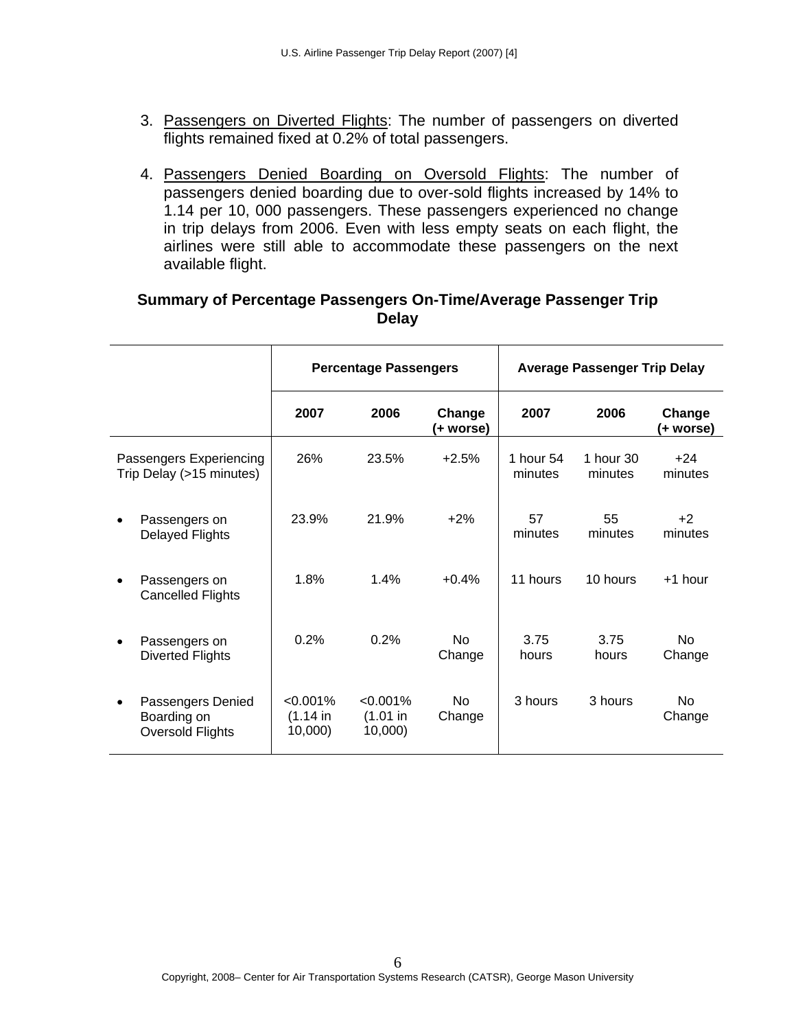3. Passengers on Diverted Flights: The number of passengers on diverted flights remained fixed at 0.2% of total passengers.

4. Passengers Denied Boarding on Oversold Flights: The number of passengers denied boarding due to over-sold flights increased by 14% to 1.14 per 10, 000 passengers. These passengers experienced no change in trip delays from 2006. Even with less empty seats on each flight, the airlines were still able to accommodate these passengers on the next available flight.

**Summary of Percentage Passengers On-Time/Average Passenger Trip Delay**

| | **Percentage Passengers** | | | **Average Passenger Trip Delay** | | |
|---|---|---|---|---|---|---|
| | **2007** | **2006** | **Change (+ worse)** | **2007** | **2006** | **Change (+ worse)** |
| Passengers Experiencing Trip Delay (>15 minutes) | 26% | 23.5% | +2.5% | 1 hour 54 minutes | 1 hour 30 minutes | +24 minutes |
| • Passengers on Delayed Flights | 23.9% | 21.9% | +2% | 57 minutes | 55 minutes | +2 minutes |
| • Passengers on Cancelled Flights | 1.8% | 1.4% | +0.4% | 11 hours | 10 hours | +1 hour |
| • Passengers on Diverted Flights | 0.2% | 0.2% | No Change | 3.75 hours | 3.75 hours | No Change |
| • Passengers Denied Boarding on Oversold Flights | <0.001% (1.14 in 10,000) | <0.001% (1.01 in 10,000) | No Change | 3 hours | 3 hours | No Change |

Copyright, 2008– Center for Air Transportation Systems Research (CATSR), George Mason University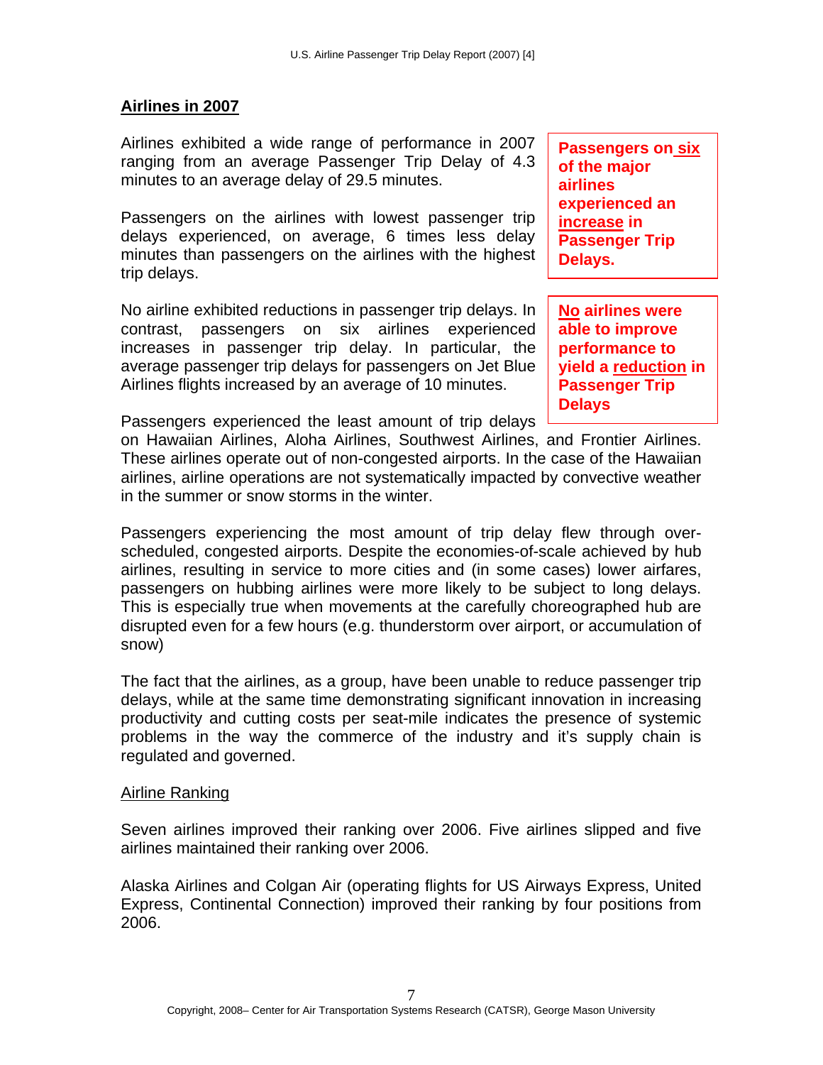## Airlines in 2007

Airlines exhibited a wide range of performance in 2007 ranging from an average Passenger Trip Delay of 4.3 minutes to an average delay of 29.5 minutes.

> **Passengers on six of the major airlines experienced an increase in Passenger Trip Delays.**

Passengers on the airlines with lowest passenger trip delays experienced, on average, 6 times less delay minutes than passengers on the airlines with the highest trip delays.

> **No airlines were able to improve performance to yield a reduction in Passenger Trip Delays**

No airline exhibited reductions in passenger trip delays. In contrast, passengers on six airlines experienced increases in passenger trip delay. In particular, the average passenger trip delays for passengers on Jet Blue Airlines flights increased by an average of 10 minutes.

Passengers experienced the least amount of trip delays on Hawaiian Airlines, Aloha Airlines, Southwest Airlines, and Frontier Airlines. These airlines operate out of non-congested airports. In the case of the Hawaiian airlines, airline operations are not systematically impacted by convective weather in the summer or snow storms in the winter.

Passengers experiencing the most amount of trip delay flew through over-scheduled, congested airports. Despite the economies-of-scale achieved by hub airlines, resulting in service to more cities and (in some cases) lower airfares, passengers on hubbing airlines were more likely to be subject to long delays. This is especially true when movements at the carefully choreographed hub are disrupted even for a few hours (e.g. thunderstorm over airport, or accumulation of snow)

The fact that the airlines, as a group, have been unable to reduce passenger trip delays, while at the same time demonstrating significant innovation in increasing productivity and cutting costs per seat-mile indicates the presence of systemic problems in the way the commerce of the industry and it's supply chain is regulated and governed.

### Airline Ranking

Seven airlines improved their ranking over 2006. Five airlines slipped and five airlines maintained their ranking over 2006.

Alaska Airlines and Colgan Air (operating flights for US Airways Express, United Express, Continental Connection) improved their ranking by four positions from 2006.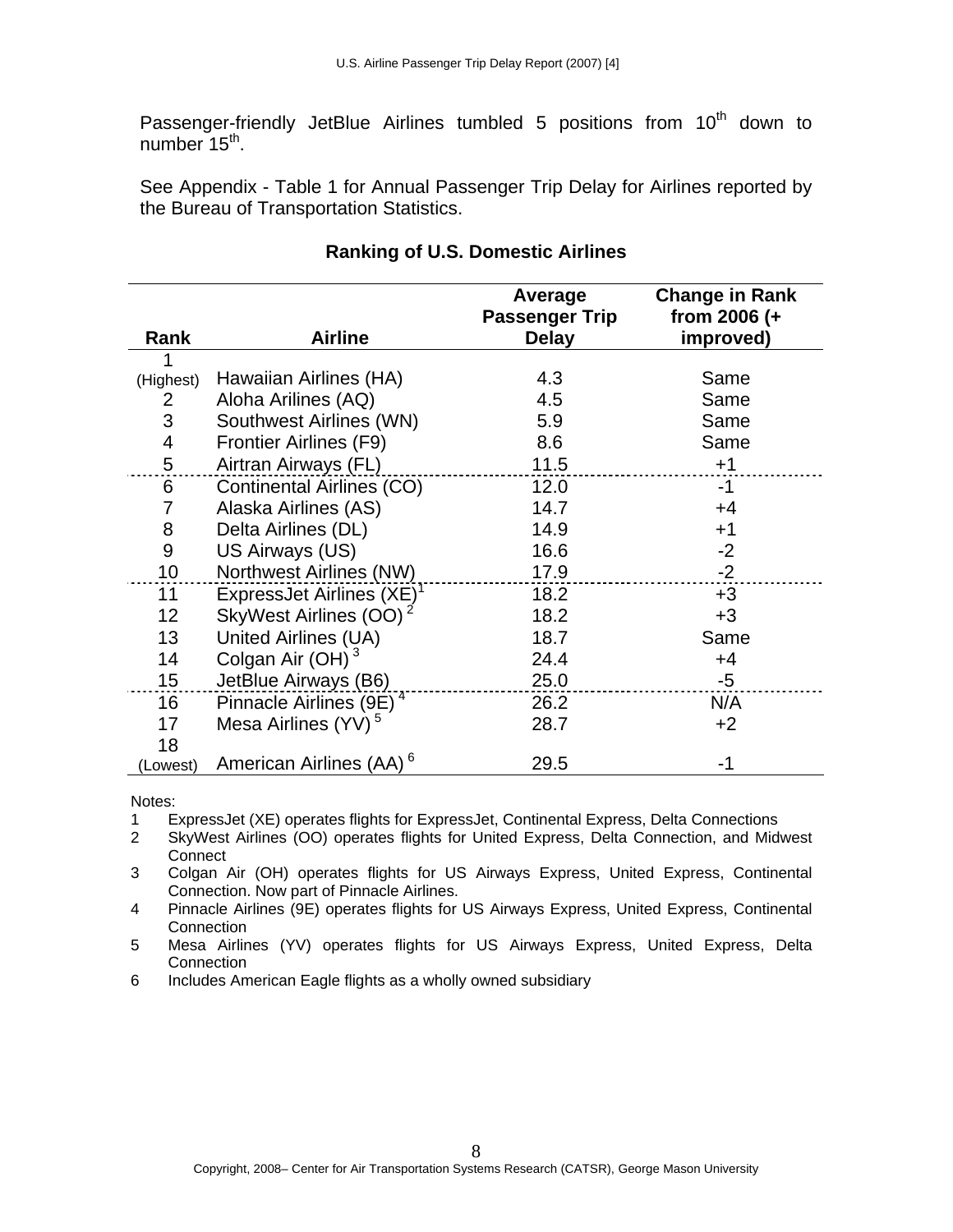Passenger-friendly JetBlue Airlines tumbled 5 positions from 10th down to number 15th.

See Appendix - Table 1 for Annual Passenger Trip Delay for Airlines reported by the Bureau of Transportation Statistics.

**Ranking of U.S. Domestic Airlines**

| Rank | Airline | Average Passenger Trip Delay | Change in Rank from 2006 (+ improved) |
|---|---|---|---|
| 1 (Highest) | Hawaiian Airlines (HA) | 4.3 | Same |
| 2 | Aloha Arilines (AQ) | 4.5 | Same |
| 3 | Southwest Airlines (WN) | 5.9 | Same |
| 4 | Frontier Airlines (F9) | 8.6 | Same |
| 5 | Airtran Airways (FL) | 11.5 | +1 |
| 6 | Continental Airlines (CO) | 12.0 | -1 |
| 7 | Alaska Airlines (AS) | 14.7 | +4 |
| 8 | Delta Airlines (DL) | 14.9 | +1 |
| 9 | US Airways (US) | 16.6 | -2 |
| 10 | Northwest Airlines (NW) | 17.9 | -2 |
| 11 | ExpressJet Airlines (XE)[1] | 18.2 | +3 |
| 12 | SkyWest Airlines (OO)[2] | 18.2 | +3 |
| 13 | United Airlines (UA) | 18.7 | Same |
| 14 | Colgan Air (OH)[3] | 24.4 | +4 |
| 15 | JetBlue Airways (B6) | 25.0 | -5 |
| 16 | Pinnacle Airlines (9E)[4] | 26.2 | N/A |
| 17 | Mesa Airlines (YV)[5] | 28.7 | +2 |
| 18 (Lowest) | American Airlines (AA)[6] | 29.5 | -1 |

Notes:

1. ExpressJet (XE) operates flights for ExpressJet, Continental Express, Delta Connections
2. SkyWest Airlines (OO) operates flights for United Express, Delta Connection, and Midwest Connect
3. Colgan Air (OH) operates flights for US Airways Express, United Express, Continental Connection. Now part of Pinnacle Airlines.
4. Pinnacle Airlines (9E) operates flights for US Airways Express, United Express, Continental Connection
5. Mesa Airlines (YV) operates flights for US Airways Express, United Express, Delta Connection
6. Includes American Eagle flights as a wholly owned subsidiary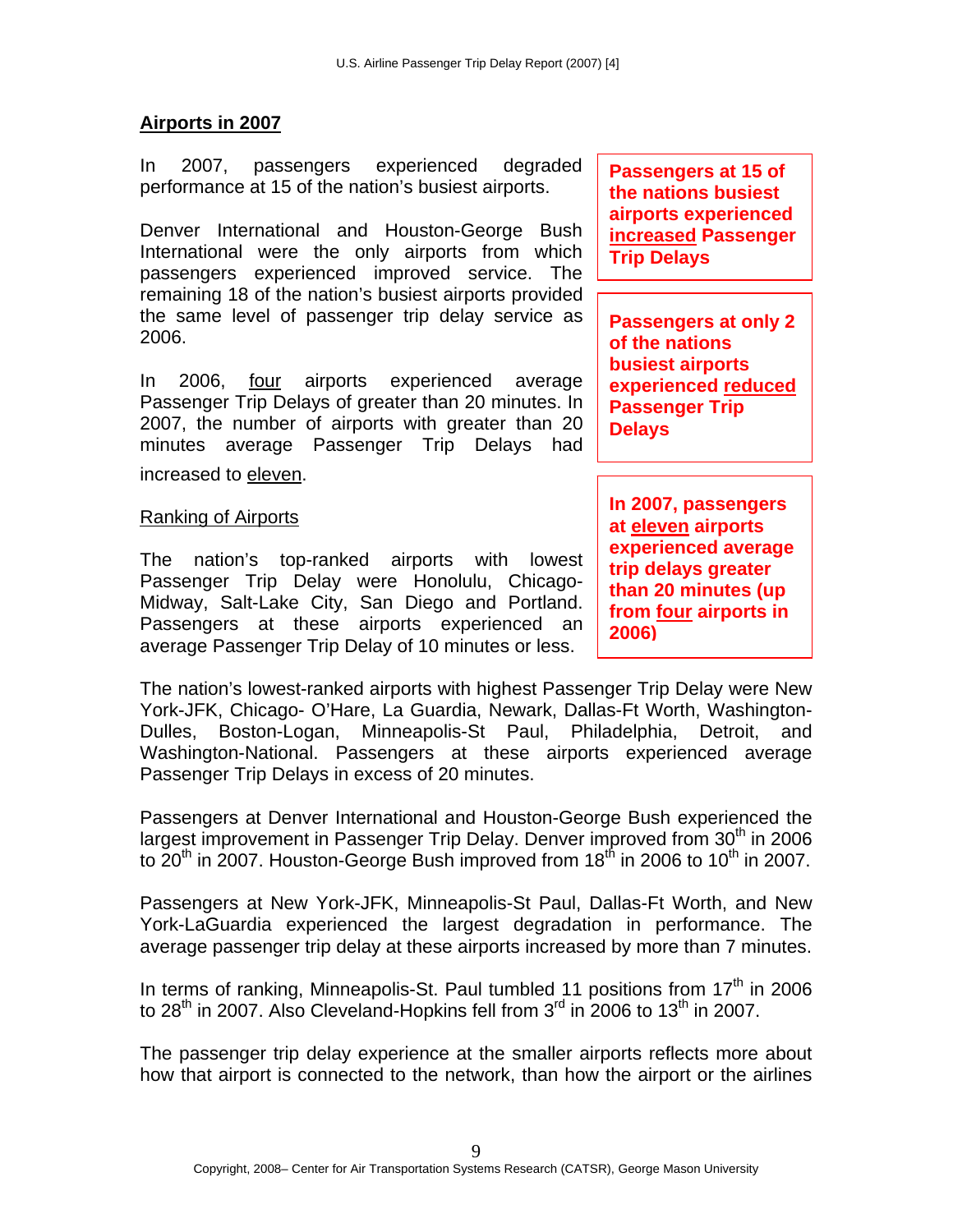## Airports in 2007

In 2007, passengers experienced degraded performance at 15 of the nation's busiest airports.

Denver International and Houston-George Bush International were the only airports from which passengers experienced improved service. The remaining 18 of the nation's busiest airports provided the same level of passenger trip delay service as 2006.

In 2006, four airports experienced average Passenger Trip Delays of greater than 20 minutes. In 2007, the number of airports with greater than 20 minutes average Passenger Trip Delays had increased to eleven.

**Passengers at 15 of the nations busiest airports experienced increased Passenger Trip Delays**

**Passengers at only 2 of the nations busiest airports experienced reduced Passenger Trip Delays**

**In 2007, passengers at eleven airports experienced average trip delays greater than 20 minutes (up from four airports in 2006)**

### Ranking of Airports

The nation's top-ranked airports with lowest Passenger Trip Delay were Honolulu, Chicago-Midway, Salt-Lake City, San Diego and Portland. Passengers at these airports experienced an average Passenger Trip Delay of 10 minutes or less.

The nation's lowest-ranked airports with highest Passenger Trip Delay were New York-JFK, Chicago- O'Hare, La Guardia, Newark, Dallas-Ft Worth, Washington-Dulles, Boston-Logan, Minneapolis-St Paul, Philadelphia, Detroit, and Washington-National. Passengers at these airports experienced average Passenger Trip Delays in excess of 20 minutes.

Passengers at Denver International and Houston-George Bush experienced the largest improvement in Passenger Trip Delay. Denver improved from 30th in 2006 to 20th in 2007. Houston-George Bush improved from 18th in 2006 to 10th in 2007.

Passengers at New York-JFK, Minneapolis-St Paul, Dallas-Ft Worth, and New York-LaGuardia experienced the largest degradation in performance. The average passenger trip delay at these airports increased by more than 7 minutes.

In terms of ranking, Minneapolis-St. Paul tumbled 11 positions from 17th in 2006 to 28th in 2007. Also Cleveland-Hopkins fell from 3rd in 2006 to 13th in 2007.

The passenger trip delay experience at the smaller airports reflects more about how that airport is connected to the network, than how the airport or the airlines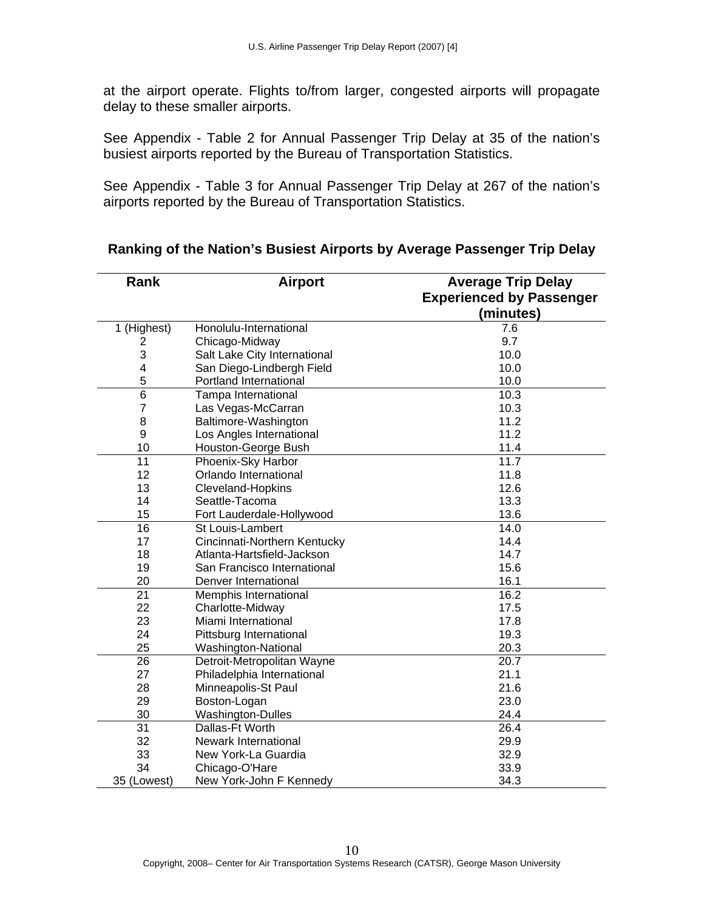at the airport operate. Flights to/from larger, congested airports will propagate delay to these smaller airports.

See Appendix - Table 2 for Annual Passenger Trip Delay at 35 of the nation's busiest airports reported by the Bureau of Transportation Statistics.

See Appendix - Table 3 for Annual Passenger Trip Delay at 267 of the nation's airports reported by the Bureau of Transportation Statistics.

### Ranking of the Nation's Busiest Airports by Average Passenger Trip Delay

| Rank | Airport | Average Trip Delay Experienced by Passenger (minutes) |
|---|---|---|
| 1 (Highest) | Honolulu-International | 7.6 |
| 2 | Chicago-Midway | 9.7 |
| 3 | Salt Lake City International | 10.0 |
| 4 | San Diego-Lindbergh Field | 10.0 |
| 5 | Portland International | 10.0 |
| 6 | Tampa International | 10.3 |
| 7 | Las Vegas-McCarran | 10.3 |
| 8 | Baltimore-Washington | 11.2 |
| 9 | Los Angles International | 11.2 |
| 10 | Houston-George Bush | 11.4 |
| 11 | Phoenix-Sky Harbor | 11.7 |
| 12 | Orlando International | 11.8 |
| 13 | Cleveland-Hopkins | 12.6 |
| 14 | Seattle-Tacoma | 13.3 |
| 15 | Fort Lauderdale-Hollywood | 13.6 |
| 16 | St Louis-Lambert | 14.0 |
| 17 | Cincinnati-Northern Kentucky | 14.4 |
| 18 | Atlanta-Hartsfield-Jackson | 14.7 |
| 19 | San Francisco International | 15.6 |
| 20 | Denver International | 16.1 |
| 21 | Memphis International | 16.2 |
| 22 | Charlotte-Midway | 17.5 |
| 23 | Miami International | 17.8 |
| 24 | Pittsburg International | 19.3 |
| 25 | Washington-National | 20.3 |
| 26 | Detroit-Metropolitan Wayne | 20.7 |
| 27 | Philadelphia International | 21.1 |
| 28 | Minneapolis-St Paul | 21.6 |
| 29 | Boston-Logan | 23.0 |
| 30 | Washington-Dulles | 24.4 |
| 31 | Dallas-Ft Worth | 26.4 |
| 32 | Newark International | 29.9 |
| 33 | New York-La Guardia | 32.9 |
| 34 | Chicago-O'Hare | 33.9 |
| 35 (Lowest) | New York-John F Kennedy | 34.3 |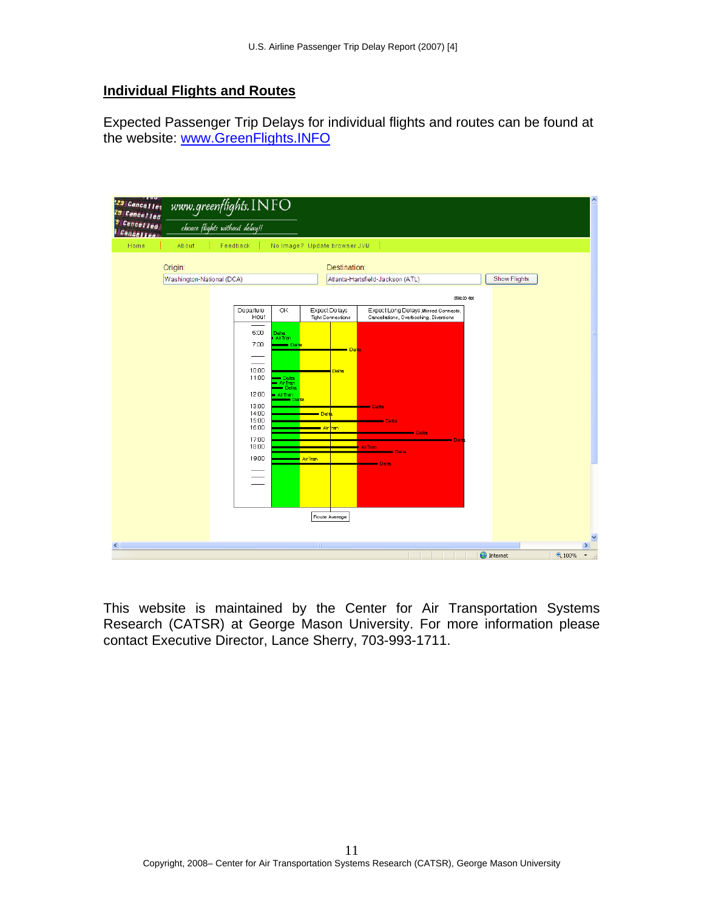## Individual Flights and Routes

Expected Passenger Trip Delays for individual flights and routes can be found at the website: www.GreenFlights.INFO

This website is maintained by the Center for Air Transportation Systems Research (CATSR) at George Mason University. For more information please contact Executive Director, Lance Sherry, 703-993-1711.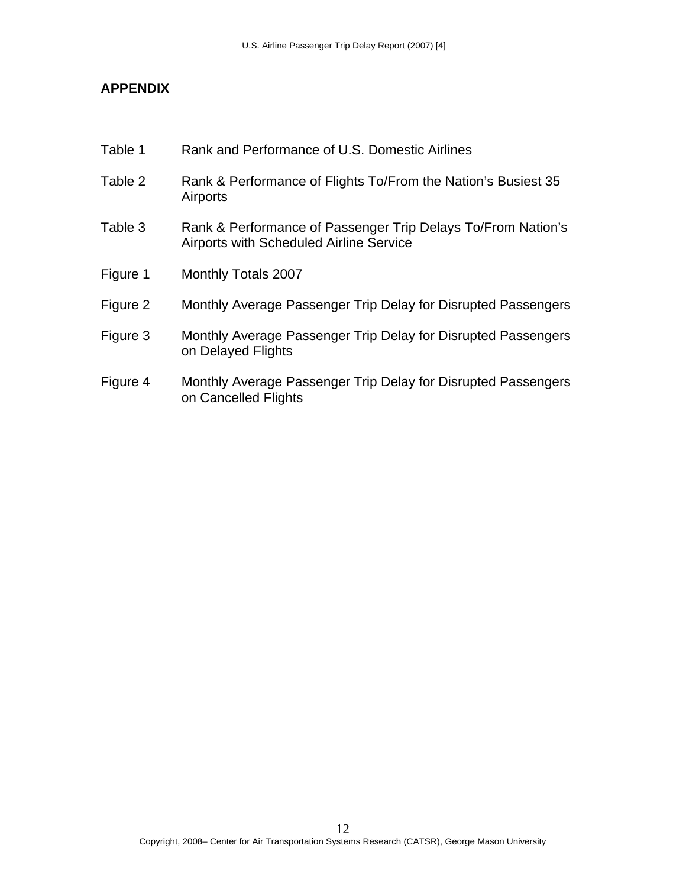## APPENDIX

| | |
|---|---|
| Table 1 | Rank and Performance of U.S. Domestic Airlines |
| Table 2 | Rank & Performance of Flights To/From the Nation’s Busiest 35 Airports |
| Table 3 | Rank & Performance of Passenger Trip Delays To/From Nation’s Airports with Scheduled Airline Service |
| Figure 1 | Monthly Totals 2007 |
| Figure 2 | Monthly Average Passenger Trip Delay for Disrupted Passengers |
| Figure 3 | Monthly Average Passenger Trip Delay for Disrupted Passengers on Delayed Flights |
| Figure 4 | Monthly Average Passenger Trip Delay for Disrupted Passengers on Cancelled Flights |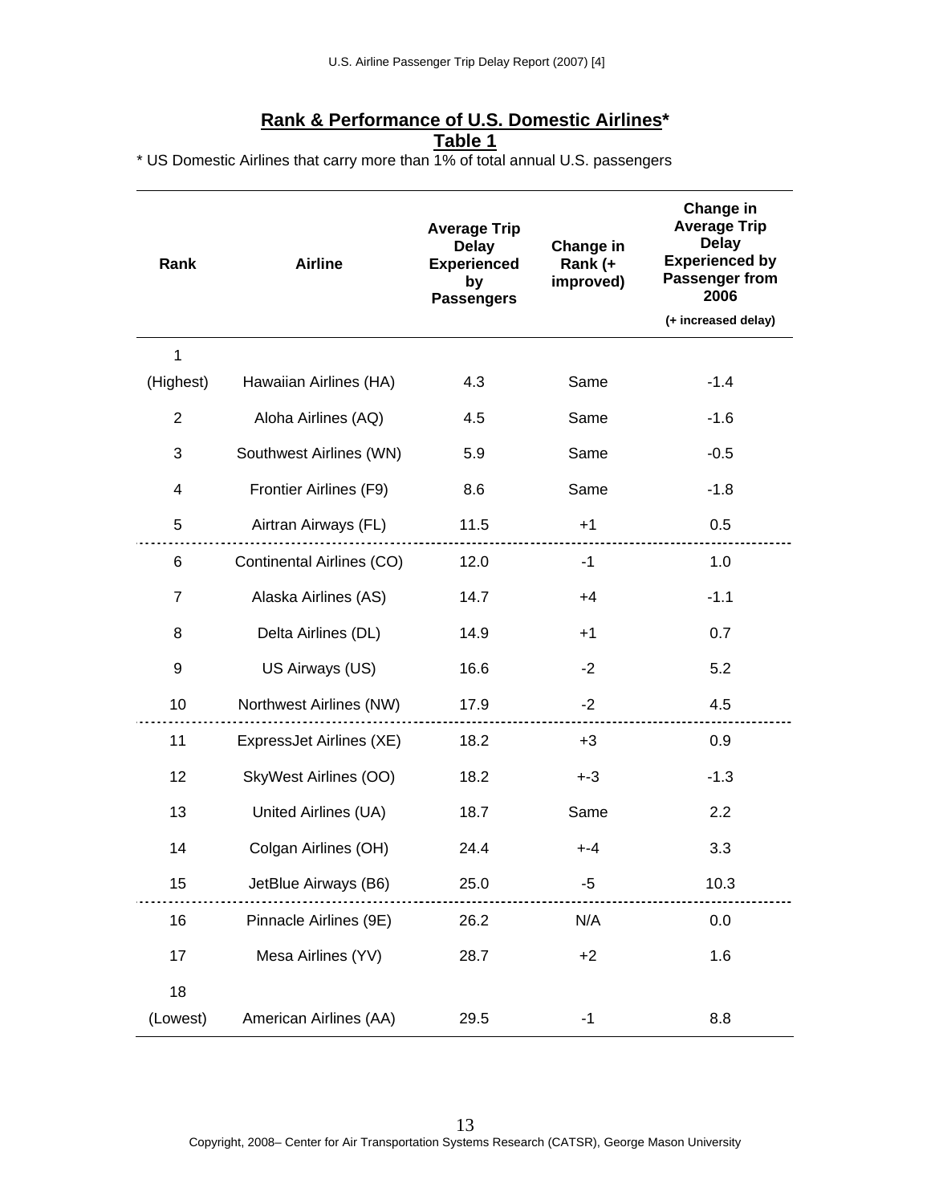## **Rank & Performance of U.S. Domestic Airlines***

**Table 1**

* US Domestic Airlines that carry more than 1% of total annual U.S. passengers

| Rank | Airline | Average Trip Delay Experienced by Passengers | Change in Rank (+ improved) | Change in Average Trip Delay Experienced by Passenger from 2006 (+ increased delay) |
|---|---|---|---|---|
| 1 (Highest) | Hawaiian Airlines (HA) | 4.3 | Same | -1.4 |
| 2 | Aloha Airlines (AQ) | 4.5 | Same | -1.6 |
| 3 | Southwest Airlines (WN) | 5.9 | Same | -0.5 |
| 4 | Frontier Airlines (F9) | 8.6 | Same | -1.8 |
| 5 | Airtran Airways (FL) | 11.5 | +1 | 0.5 |
| 6 | Continental Airlines (CO) | 12.0 | -1 | 1.0 |
| 7 | Alaska Airlines (AS) | 14.7 | +4 | -1.1 |
| 8 | Delta Airlines (DL) | 14.9 | +1 | 0.7 |
| 9 | US Airways (US) | 16.6 | -2 | 5.2 |
| 10 | Northwest Airlines (NW) | 17.9 | -2 | 4.5 |
| 11 | ExpressJet Airlines (XE) | 18.2 | +3 | 0.9 |
| 12 | SkyWest Airlines (OO) | 18.2 | +-3 | -1.3 |
| 13 | United Airlines (UA) | 18.7 | Same | 2.2 |
| 14 | Colgan Airlines (OH) | 24.4 | +-4 | 3.3 |
| 15 | JetBlue Airways (B6) | 25.0 | -5 | 10.3 |
| 16 | Pinnacle Airlines (9E) | 26.2 | N/A | 0.0 |
| 17 | Mesa Airlines (YV) | 28.7 | +2 | 1.6 |
| 18 (Lowest) | American Airlines (AA) | 29.5 | -1 | 8.8 |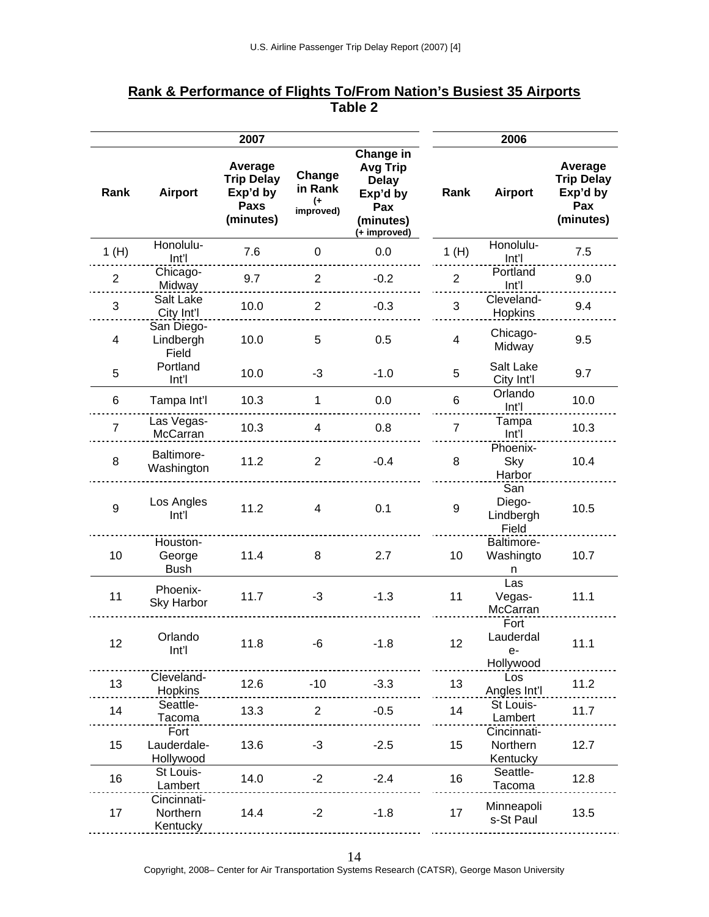**Rank & Performance of Flights To/From Nation's Busiest 35 Airports**
**Table 2**

| 2007 | | | | | 2006 | | |
|---|---|---|---|---|---|---|---|
| Rank | Airport | Average Trip Delay Exp'd by Paxs (minutes) | Change in Rank (+ improved) | Change in Avg Trip Delay Exp'd by Pax (minutes) (+ improved) | Rank | Airport | Average Trip Delay Exp'd by Pax (minutes) |
| 1 (H) | Honolulu-Int'l | 7.6 | 0 | 0.0 | 1 (H) | Honolulu-Int'l | 7.5 |
| 2 | Chicago-Midway | 9.7 | 2 | -0.2 | 2 | Portland Int'l | 9.0 |
| 3 | Salt Lake City Int'l | 10.0 | 2 | -0.3 | 3 | Cleveland-Hopkins | 9.4 |
| 4 | San Diego-Lindbergh Field | 10.0 | 5 | 0.5 | 4 | Chicago-Midway | 9.5 |
| 5 | Portland Int'l | 10.0 | -3 | -1.0 | 5 | Salt Lake City Int'l | 9.7 |
| 6 | Tampa Int'l | 10.3 | 1 | 0.0 | 6 | Orlando Int'l | 10.0 |
| 7 | Las Vegas-McCarran | 10.3 | 4 | 0.8 | 7 | Tampa Int'l | 10.3 |
| 8 | Baltimore-Washington | 11.2 | 2 | -0.4 | 8 | Phoenix-Sky Harbor | 10.4 |
| 9 | Los Angles Int'l | 11.2 | 4 | 0.1 | 9 | San Diego-Lindbergh Field | 10.5 |
| 10 | Houston-George Bush | 11.4 | 8 | 2.7 | 10 | Baltimore-Washington | 10.7 |
| 11 | Phoenix-Sky Harbor | 11.7 | -3 | -1.3 | 11 | Las Vegas-McCarran | 11.1 |
| 12 | Orlando Int'l | 11.8 | -6 | -1.8 | 12 | Fort Lauderdale-Hollywood | 11.1 |
| 13 | Cleveland-Hopkins | 12.6 | -10 | -3.3 | 13 | Los Angles Int'l | 11.2 |
| 14 | Seattle-Tacoma | 13.3 | 2 | -0.5 | 14 | St Louis-Lambert | 11.7 |
| 15 | Fort Lauderdale-Hollywood | 13.6 | -3 | -2.5 | 15 | Cincinnati-Northern Kentucky | 12.7 |
| 16 | St Louis-Lambert | 14.0 | -2 | -2.4 | 16 | Seattle-Tacoma | 12.8 |
| 17 | Cincinnati-Northern Kentucky | 14.4 | -2 | -1.8 | 17 | Minneapolis-St Paul | 13.5 |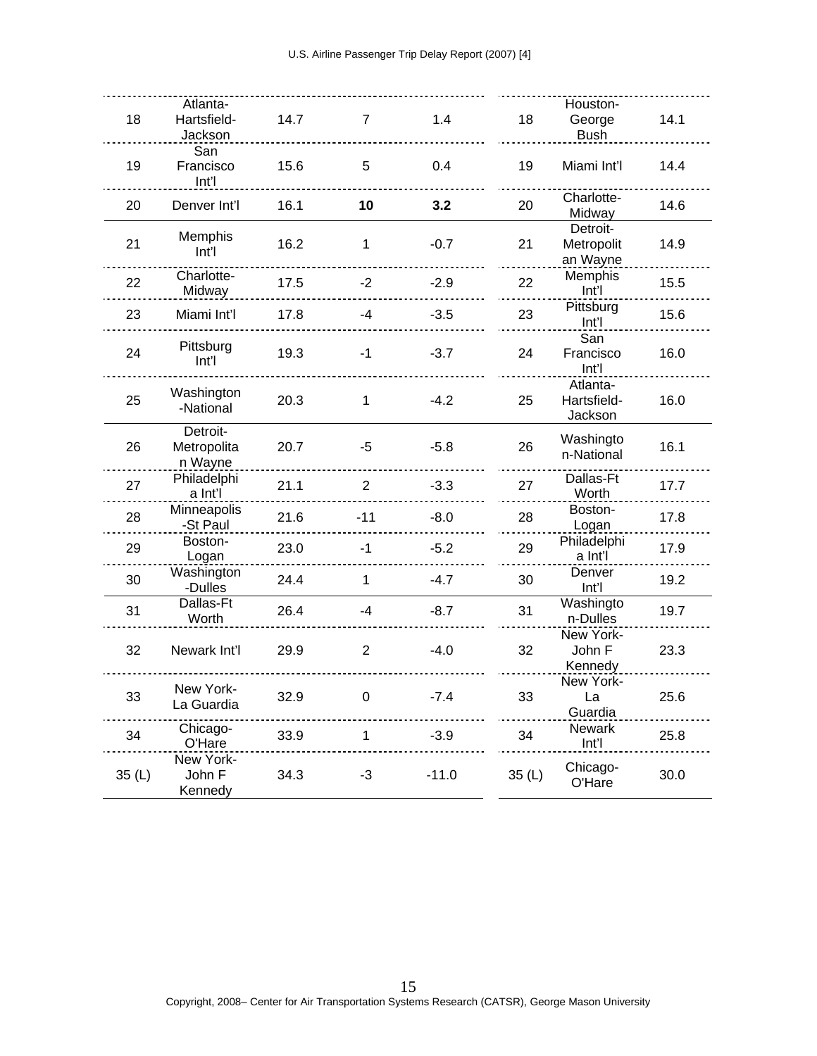| 18 | Atlanta-Hartsfield-Jackson | 14.7 | 7 | 1.4 | 18 | Houston-George Bush | 14.1 |
|---|---|---|---|---|---|---|---|
| 19 | San Francisco Int'l | 15.6 | 5 | 0.4 | 19 | Miami Int'l | 14.4 |
| 20 | Denver Int'l | 16.1 | **10** | **3.2** | 20 | Charlotte-Midway | 14.6 |
| 21 | Memphis Int'l | 16.2 | 1 | -0.7 | 21 | Detroit-Metropolitan Wayne | 14.9 |
| 22 | Charlotte-Midway | 17.5 | -2 | -2.9 | 22 | Memphis Int'l | 15.5 |
| 23 | Miami Int'l | 17.8 | -4 | -3.5 | 23 | Pittsburg Int'l | 15.6 |
| 24 | Pittsburg Int'l | 19.3 | -1 | -3.7 | 24 | San Francisco Int'l | 16.0 |
| 25 | Washington-National | 20.3 | 1 | -4.2 | 25 | Atlanta-Hartsfield-Jackson | 16.0 |
| 26 | Detroit-Metropolitan Wayne | 20.7 | -5 | -5.8 | 26 | Washington-National | 16.1 |
| 27 | Philadelphia Int'l | 21.1 | 2 | -3.3 | 27 | Dallas-Ft Worth | 17.7 |
| 28 | Minneapolis-St Paul | 21.6 | -11 | -8.0 | 28 | Boston-Logan | 17.8 |
| 29 | Boston-Logan | 23.0 | -1 | -5.2 | 29 | Philadelphia Int'l | 17.9 |
| 30 | Washington-Dulles | 24.4 | 1 | -4.7 | 30 | Denver Int'l | 19.2 |
| 31 | Dallas-Ft Worth | 26.4 | -4 | -8.7 | 31 | Washington-Dulles | 19.7 |
| 32 | Newark Int'l | 29.9 | 2 | -4.0 | 32 | New York-John F Kennedy | 23.3 |
| 33 | New York-La Guardia | 32.9 | 0 | -7.4 | 33 | New York-La Guardia | 25.6 |
| 34 | Chicago-O'Hare | 33.9 | 1 | -3.9 | 34 | Newark Int'l | 25.8 |
| 35 (L) | New York-John F Kennedy | 34.3 | -3 | -11.0 | 35 (L) | Chicago-O'Hare | 30.0 |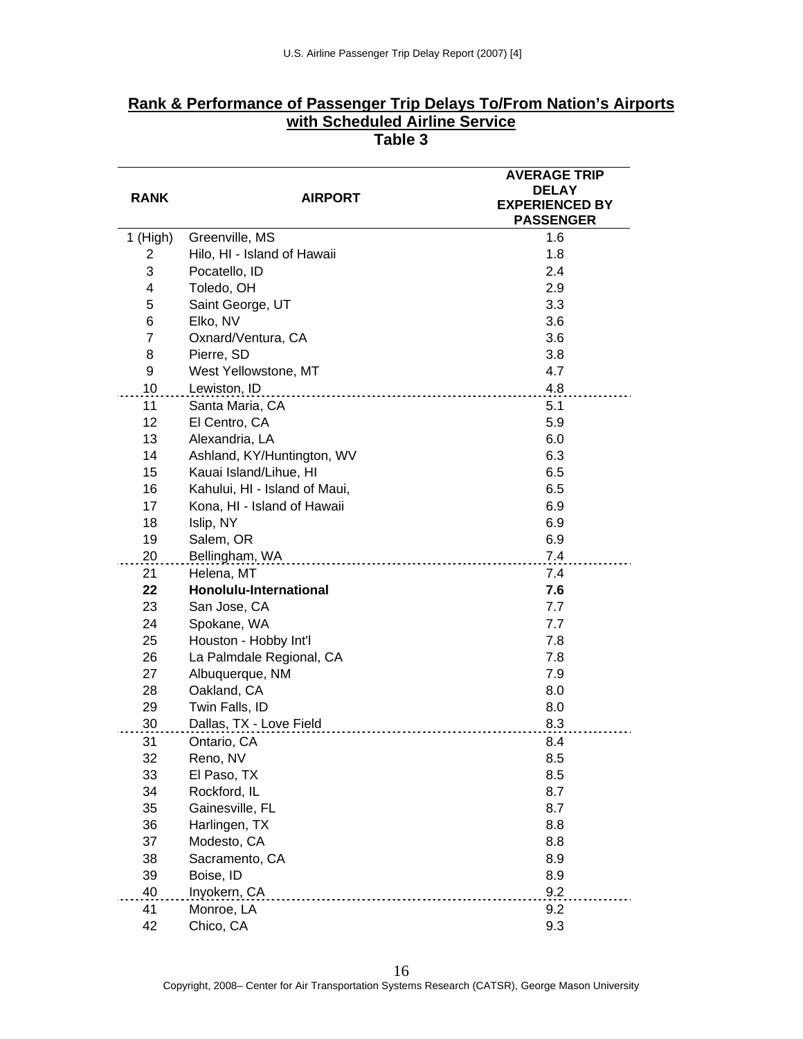## Rank & Performance of Passenger Trip Delays To/From Nation's Airports with Scheduled Airline Service

**Table 3**

| RANK | AIRPORT | AVERAGE TRIP DELAY EXPERIENCED BY PASSENGER |
|---|---|---|
| 1 (High) | Greenville, MS | 1.6 |
| 2 | Hilo, HI - Island of Hawaii | 1.8 |
| 3 | Pocatello, ID | 2.4 |
| 4 | Toledo, OH | 2.9 |
| 5 | Saint George, UT | 3.3 |
| 6 | Elko, NV | 3.6 |
| 7 | Oxnard/Ventura, CA | 3.6 |
| 8 | Pierre, SD | 3.8 |
| 9 | West Yellowstone, MT | 4.7 |
| 10 | Lewiston, ID | 4.8 |
| 11 | Santa Maria, CA | 5.1 |
| 12 | El Centro, CA | 5.9 |
| 13 | Alexandria, LA | 6.0 |
| 14 | Ashland, KY/Huntington, WV | 6.3 |
| 15 | Kauai Island/Lihue, HI | 6.5 |
| 16 | Kahului, HI - Island of Maui, | 6.5 |
| 17 | Kona, HI - Island of Hawaii | 6.9 |
| 18 | Islip, NY | 6.9 |
| 19 | Salem, OR | 6.9 |
| 20 | Bellingham, WA | 7.4 |
| 21 | Helena, MT | 7.4 |
| **22** | **Honolulu-International** | **7.6** |
| 23 | San Jose, CA | 7.7 |
| 24 | Spokane, WA | 7.7 |
| 25 | Houston - Hobby Int'l | 7.8 |
| 26 | La Palmdale Regional, CA | 7.8 |
| 27 | Albuquerque, NM | 7.9 |
| 28 | Oakland, CA | 8.0 |
| 29 | Twin Falls, ID | 8.0 |
| 30 | Dallas, TX - Love Field | 8.3 |
| 31 | Ontario, CA | 8.4 |
| 32 | Reno, NV | 8.5 |
| 33 | El Paso, TX | 8.5 |
| 34 | Rockford, IL | 8.7 |
| 35 | Gainesville, FL | 8.7 |
| 36 | Harlingen, TX | 8.8 |
| 37 | Modesto, CA | 8.8 |
| 38 | Sacramento, CA | 8.9 |
| 39 | Boise, ID | 8.9 |
| 40 | Inyokern, CA | 9.2 |
| 41 | Monroe, LA | 9.2 |
| 42 | Chico, CA | 9.3 |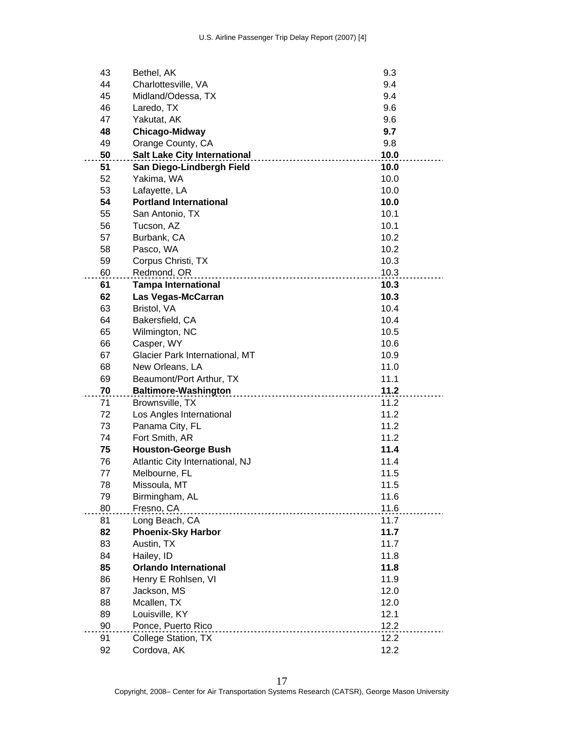| | | |
|---|---|---|
| 43 | Bethel, AK | 9.3 |
| 44 | Charlottesville, VA | 9.4 |
| 45 | Midland/Odessa, TX | 9.4 |
| 46 | Laredo, TX | 9.6 |
| 47 | Yakutat, AK | 9.6 |
| **48** | **Chicago-Midway** | **9.7** |
| 49 | Orange County, CA | 9.8 |
| **50** | **Salt Lake City International** | **10.0** |
| **51** | **San Diego-Lindbergh Field** | **10.0** |
| 52 | Yakima, WA | 10.0 |
| 53 | Lafayette, LA | 10.0 |
| **54** | **Portland International** | **10.0** |
| 55 | San Antonio, TX | 10.1 |
| 56 | Tucson, AZ | 10.1 |
| 57 | Burbank, CA | 10.2 |
| 58 | Pasco, WA | 10.2 |
| 59 | Corpus Christi, TX | 10.3 |
| 60 | Redmond, OR | 10.3 |
| **61** | **Tampa International** | **10.3** |
| **62** | **Las Vegas-McCarran** | **10.3** |
| 63 | Bristol, VA | 10.4 |
| 64 | Bakersfield, CA | 10.4 |
| 65 | Wilmington, NC | 10.5 |
| 66 | Casper, WY | 10.6 |
| 67 | Glacier Park International, MT | 10.9 |
| 68 | New Orleans, LA | 11.0 |
| 69 | Beaumont/Port Arthur, TX | 11.1 |
| **70** | **Baltimore-Washington** | **11.2** |
| 71 | Brownsville, TX | 11.2 |
| 72 | Los Angles International | 11.2 |
| 73 | Panama City, FL | 11.2 |
| 74 | Fort Smith, AR | 11.2 |
| **75** | **Houston-George Bush** | **11.4** |
| 76 | Atlantic City International, NJ | 11.4 |
| 77 | Melbourne, FL | 11.5 |
| 78 | Missoula, MT | 11.5 |
| 79 | Birmingham, AL | 11.6 |
| 80 | Fresno, CA | 11.6 |
| 81 | Long Beach, CA | 11.7 |
| **82** | **Phoenix-Sky Harbor** | **11.7** |
| 83 | Austin, TX | 11.7 |
| 84 | Hailey, ID | 11.8 |
| **85** | **Orlando International** | **11.8** |
| 86 | Henry E Rohlsen, VI | 11.9 |
| 87 | Jackson, MS | 12.0 |
| 88 | Mcallen, TX | 12.0 |
| 89 | Louisville, KY | 12.1 |
| 90 | Ponce, Puerto Rico | 12.2 |
| 91 | College Station, TX | 12.2 |
| 92 | Cordova, AK | 12.2 |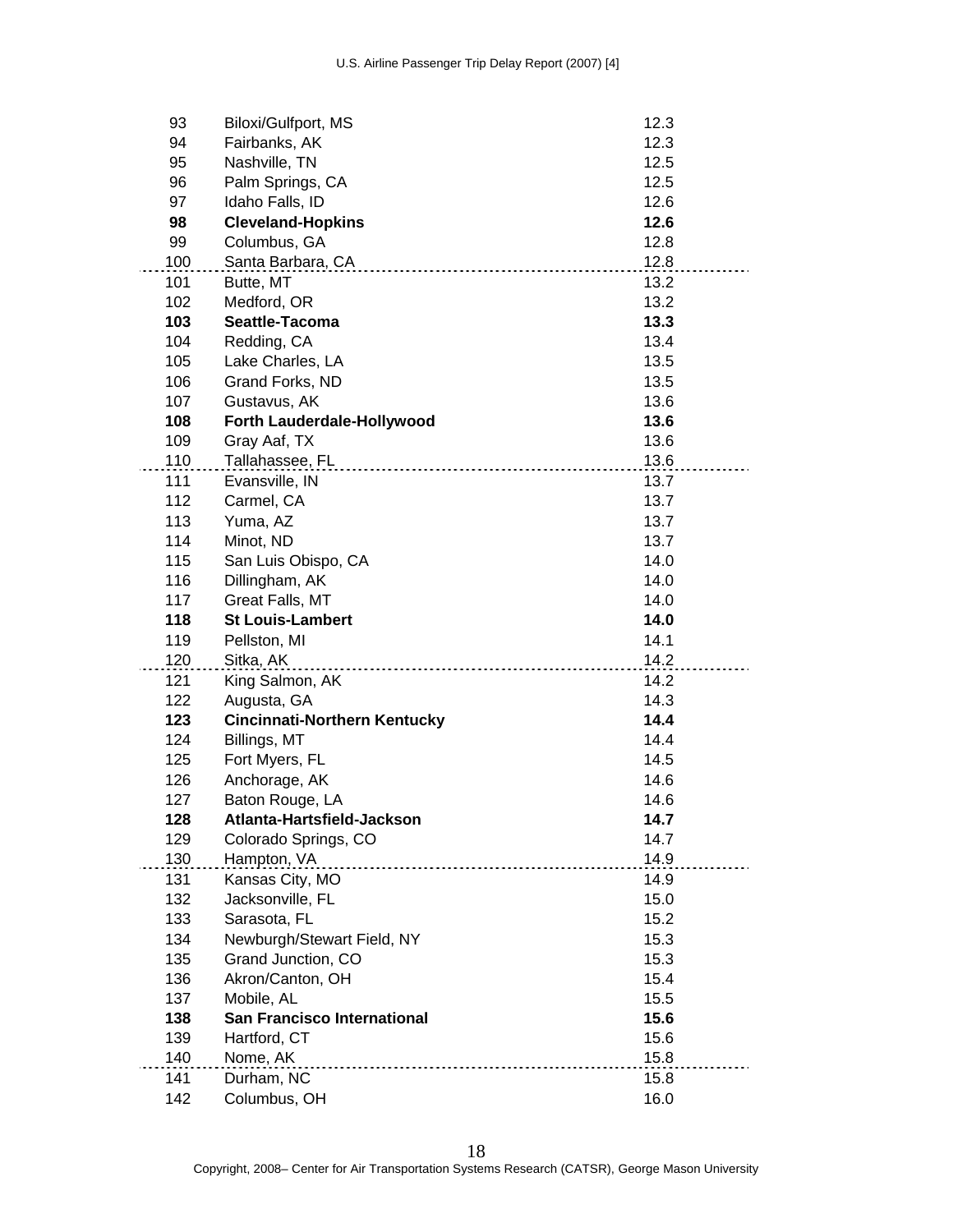| | | |
|---|---|---|
| 93 | Biloxi/Gulfport, MS | 12.3 |
| 94 | Fairbanks, AK | 12.3 |
| 95 | Nashville, TN | 12.5 |
| 96 | Palm Springs, CA | 12.5 |
| 97 | Idaho Falls, ID | 12.6 |
| **98** | **Cleveland-Hopkins** | **12.6** |
| 99 | Columbus, GA | 12.8 |
| 100 | Santa Barbara, CA | 12.8 |
| 101 | Butte, MT | 13.2 |
| 102 | Medford, OR | 13.2 |
| **103** | **Seattle-Tacoma** | **13.3** |
| 104 | Redding, CA | 13.4 |
| 105 | Lake Charles, LA | 13.5 |
| 106 | Grand Forks, ND | 13.5 |
| 107 | Gustavus, AK | 13.6 |
| **108** | **Forth Lauderdale-Hollywood** | **13.6** |
| 109 | Gray Aaf, TX | 13.6 |
| 110 | Tallahassee, FL | 13.6 |
| 111 | Evansville, IN | 13.7 |
| 112 | Carmel, CA | 13.7 |
| 113 | Yuma, AZ | 13.7 |
| 114 | Minot, ND | 13.7 |
| 115 | San Luis Obispo, CA | 14.0 |
| 116 | Dillingham, AK | 14.0 |
| 117 | Great Falls, MT | 14.0 |
| **118** | **St Louis-Lambert** | **14.0** |
| 119 | Pellston, MI | 14.1 |
| 120 | Sitka, AK | 14.2 |
| 121 | King Salmon, AK | 14.2 |
| 122 | Augusta, GA | 14.3 |
| **123** | **Cincinnati-Northern Kentucky** | **14.4** |
| 124 | Billings, MT | 14.4 |
| 125 | Fort Myers, FL | 14.5 |
| 126 | Anchorage, AK | 14.6 |
| 127 | Baton Rouge, LA | 14.6 |
| **128** | **Atlanta-Hartsfield-Jackson** | **14.7** |
| 129 | Colorado Springs, CO | 14.7 |
| 130 | Hampton, VA | 14.9 |
| 131 | Kansas City, MO | 14.9 |
| 132 | Jacksonville, FL | 15.0 |
| 133 | Sarasota, FL | 15.2 |
| 134 | Newburgh/Stewart Field, NY | 15.3 |
| 135 | Grand Junction, CO | 15.3 |
| 136 | Akron/Canton, OH | 15.4 |
| 137 | Mobile, AL | 15.5 |
| **138** | **San Francisco International** | **15.6** |
| 139 | Hartford, CT | 15.6 |
| 140 | Nome, AK | 15.8 |
| 141 | Durham, NC | 15.8 |
| 142 | Columbus, OH | 16.0 |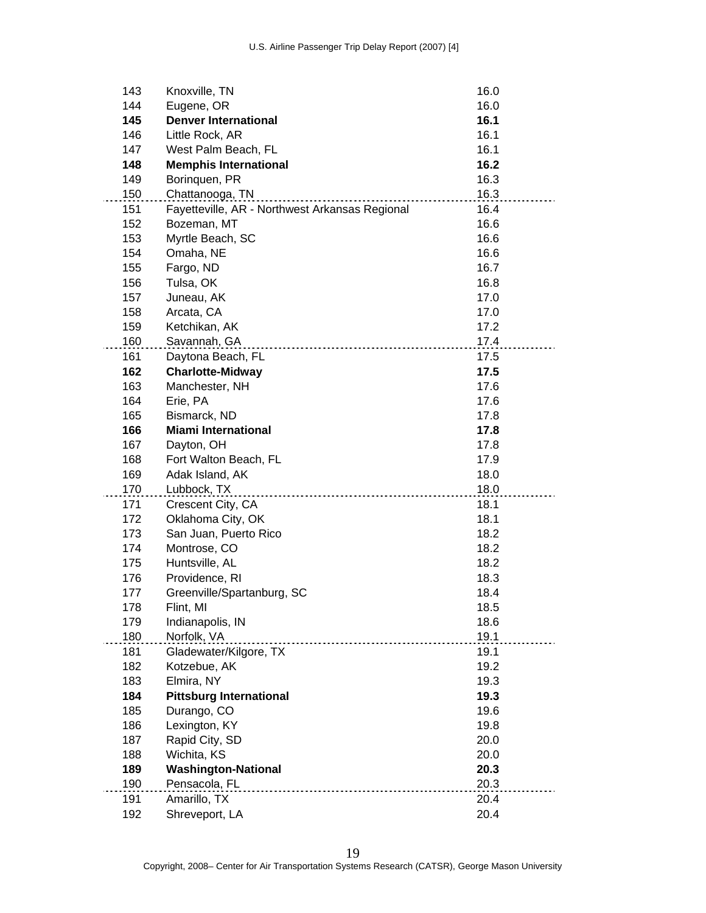| | | |
|---|---|---|
| 143 | Knoxville, TN | 16.0 |
| 144 | Eugene, OR | 16.0 |
| **145** | **Denver International** | **16.1** |
| 146 | Little Rock, AR | 16.1 |
| 147 | West Palm Beach, FL | 16.1 |
| **148** | **Memphis International** | **16.2** |
| 149 | Borinquen, PR | 16.3 |
| 150 | Chattanooga, TN | 16.3 |
| 151 | Fayetteville, AR - Northwest Arkansas Regional | 16.4 |
| 152 | Bozeman, MT | 16.6 |
| 153 | Myrtle Beach, SC | 16.6 |
| 154 | Omaha, NE | 16.6 |
| 155 | Fargo, ND | 16.7 |
| 156 | Tulsa, OK | 16.8 |
| 157 | Juneau, AK | 17.0 |
| 158 | Arcata, CA | 17.0 |
| 159 | Ketchikan, AK | 17.2 |
| 160 | Savannah, GA | 17.4 |
| 161 | Daytona Beach, FL | 17.5 |
| **162** | **Charlotte-Midway** | **17.5** |
| 163 | Manchester, NH | 17.6 |
| 164 | Erie, PA | 17.6 |
| 165 | Bismarck, ND | 17.8 |
| **166** | **Miami International** | **17.8** |
| 167 | Dayton, OH | 17.8 |
| 168 | Fort Walton Beach, FL | 17.9 |
| 169 | Adak Island, AK | 18.0 |
| 170 | Lubbock, TX | 18.0 |
| 171 | Crescent City, CA | 18.1 |
| 172 | Oklahoma City, OK | 18.1 |
| 173 | San Juan, Puerto Rico | 18.2 |
| 174 | Montrose, CO | 18.2 |
| 175 | Huntsville, AL | 18.2 |
| 176 | Providence, RI | 18.3 |
| 177 | Greenville/Spartanburg, SC | 18.4 |
| 178 | Flint, MI | 18.5 |
| 179 | Indianapolis, IN | 18.6 |
| 180 | Norfolk, VA | 19.1 |
| 181 | Gladewater/Kilgore, TX | 19.1 |
| 182 | Kotzebue, AK | 19.2 |
| 183 | Elmira, NY | 19.3 |
| **184** | **Pittsburg International** | **19.3** |
| 185 | Durango, CO | 19.6 |
| 186 | Lexington, KY | 19.8 |
| 187 | Rapid City, SD | 20.0 |
| 188 | Wichita, KS | 20.0 |
| **189** | **Washington-National** | **20.3** |
| 190 | Pensacola, FL | 20.3 |
| 191 | Amarillo, TX | 20.4 |
| 192 | Shreveport, LA | 20.4 |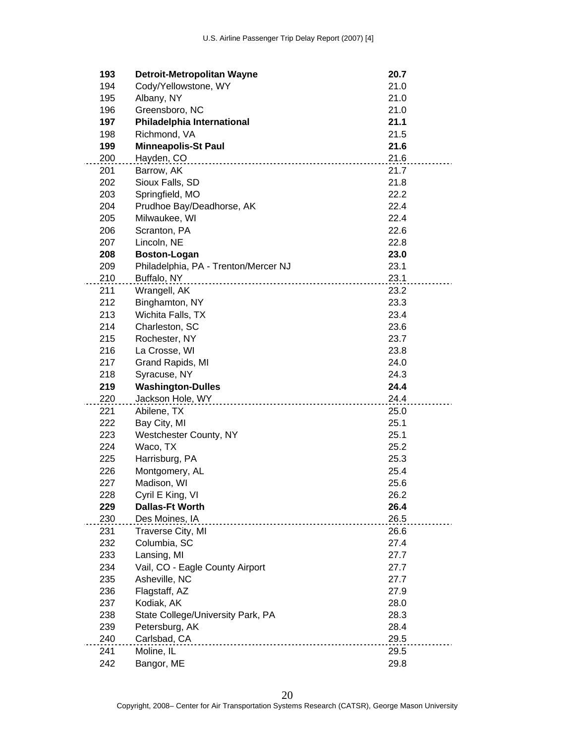| | | |
|---|---|---|
| **193** | **Detroit-Metropolitan Wayne** | **20.7** |
| 194 | Cody/Yellowstone, WY | 21.0 |
| 195 | Albany, NY | 21.0 |
| 196 | Greensboro, NC | 21.0 |
| **197** | **Philadelphia International** | **21.1** |
| 198 | Richmond, VA | 21.5 |
| **199** | **Minneapolis-St Paul** | **21.6** |
| 200 | Hayden, CO | 21.6 |
| 201 | Barrow, AK | 21.7 |
| 202 | Sioux Falls, SD | 21.8 |
| 203 | Springfield, MO | 22.2 |
| 204 | Prudhoe Bay/Deadhorse, AK | 22.4 |
| 205 | Milwaukee, WI | 22.4 |
| 206 | Scranton, PA | 22.6 |
| 207 | Lincoln, NE | 22.8 |
| **208** | **Boston-Logan** | **23.0** |
| 209 | Philadelphia, PA - Trenton/Mercer NJ | 23.1 |
| 210 | Buffalo, NY | 23.1 |
| 211 | Wrangell, AK | 23.2 |
| 212 | Binghamton, NY | 23.3 |
| 213 | Wichita Falls, TX | 23.4 |
| 214 | Charleston, SC | 23.6 |
| 215 | Rochester, NY | 23.7 |
| 216 | La Crosse, WI | 23.8 |
| 217 | Grand Rapids, MI | 24.0 |
| 218 | Syracuse, NY | 24.3 |
| **219** | **Washington-Dulles** | **24.4** |
| 220 | Jackson Hole, WY | 24.4 |
| 221 | Abilene, TX | 25.0 |
| 222 | Bay City, MI | 25.1 |
| 223 | Westchester County, NY | 25.1 |
| 224 | Waco, TX | 25.2 |
| 225 | Harrisburg, PA | 25.3 |
| 226 | Montgomery, AL | 25.4 |
| 227 | Madison, WI | 25.6 |
| 228 | Cyril E King, VI | 26.2 |
| **229** | **Dallas-Ft Worth** | **26.4** |
| 230 | Des Moines, IA | 26.5 |
| 231 | Traverse City, MI | 26.6 |
| 232 | Columbia, SC | 27.4 |
| 233 | Lansing, MI | 27.7 |
| 234 | Vail, CO - Eagle County Airport | 27.7 |
| 235 | Asheville, NC | 27.7 |
| 236 | Flagstaff, AZ | 27.9 |
| 237 | Kodiak, AK | 28.0 |
| 238 | State College/University Park, PA | 28.3 |
| 239 | Petersburg, AK | 28.4 |
| 240 | Carlsbad, CA | 29.5 |
| 241 | Moline, IL | 29.5 |
| 242 | Bangor, ME | 29.8 |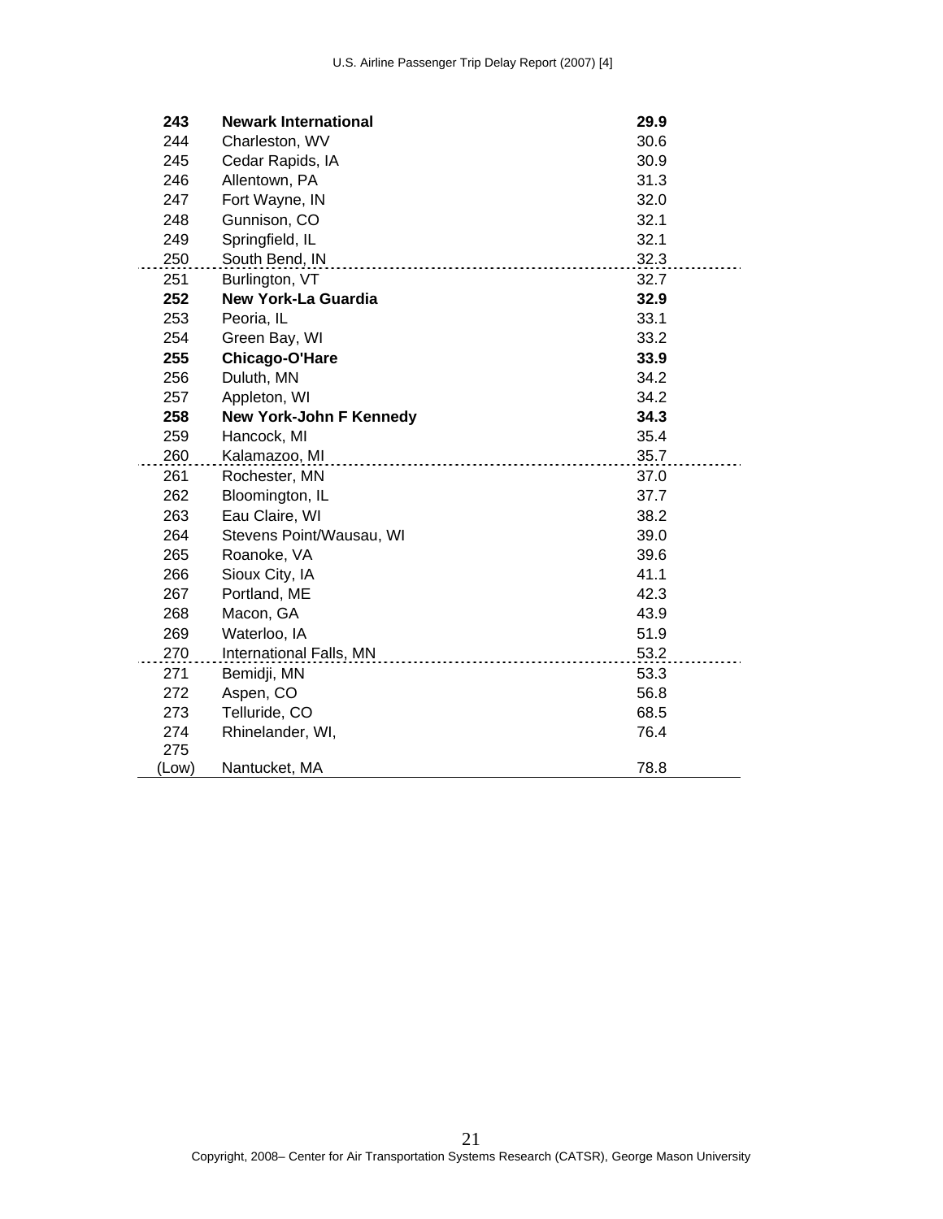| | | |
|---|---|---|
| **243** | **Newark International** | **29.9** |
| 244 | Charleston, WV | 30.6 |
| 245 | Cedar Rapids, IA | 30.9 |
| 246 | Allentown, PA | 31.3 |
| 247 | Fort Wayne, IN | 32.0 |
| 248 | Gunnison, CO | 32.1 |
| 249 | Springfield, IL | 32.1 |
| 250 | South Bend, IN | 32.3 |
| 251 | Burlington, VT | 32.7 |
| **252** | **New York-La Guardia** | **32.9** |
| 253 | Peoria, IL | 33.1 |
| 254 | Green Bay, WI | 33.2 |
| **255** | **Chicago-O'Hare** | **33.9** |
| 256 | Duluth, MN | 34.2 |
| 257 | Appleton, WI | 34.2 |
| **258** | **New York-John F Kennedy** | **34.3** |
| 259 | Hancock, MI | 35.4 |
| 260 | Kalamazoo, MI | 35.7 |
| 261 | Rochester, MN | 37.0 |
| 262 | Bloomington, IL | 37.7 |
| 263 | Eau Claire, WI | 38.2 |
| 264 | Stevens Point/Wausau, WI | 39.0 |
| 265 | Roanoke, VA | 39.6 |
| 266 | Sioux City, IA | 41.1 |
| 267 | Portland, ME | 42.3 |
| 268 | Macon, GA | 43.9 |
| 269 | Waterloo, IA | 51.9 |
| 270 | International Falls, MN | 53.2 |
| 271 | Bemidji, MN | 53.3 |
| 272 | Aspen, CO | 56.8 |
| 273 | Telluride, CO | 68.5 |
| 274 | Rhinelander, WI, | 76.4 |
| 275 (Low) | Nantucket, MA | 78.8 |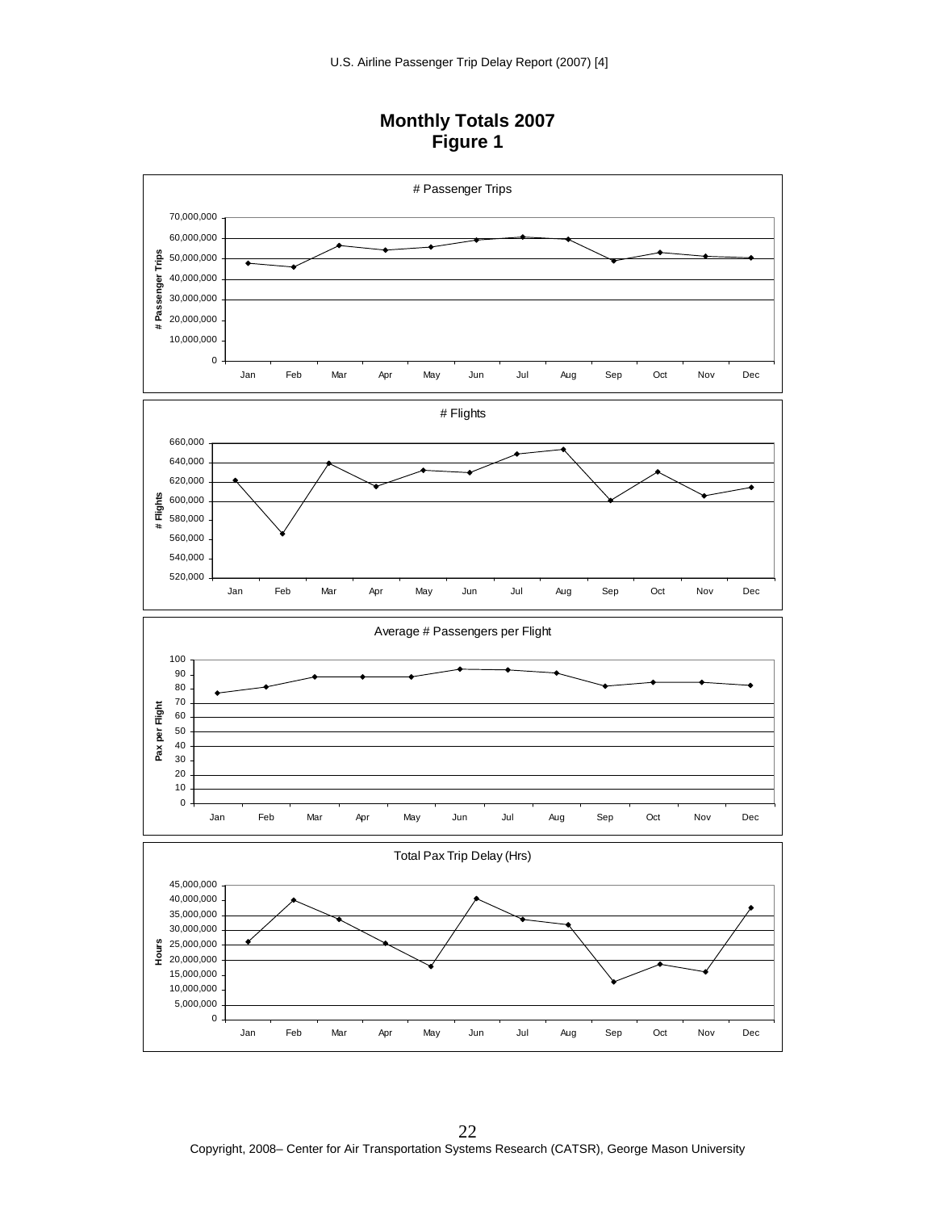# Monthly Totals 2007
## Figure 1

# Passenger Trips

# Flights

Average # Passengers per Flight

Total Pax Trip Delay (Hrs)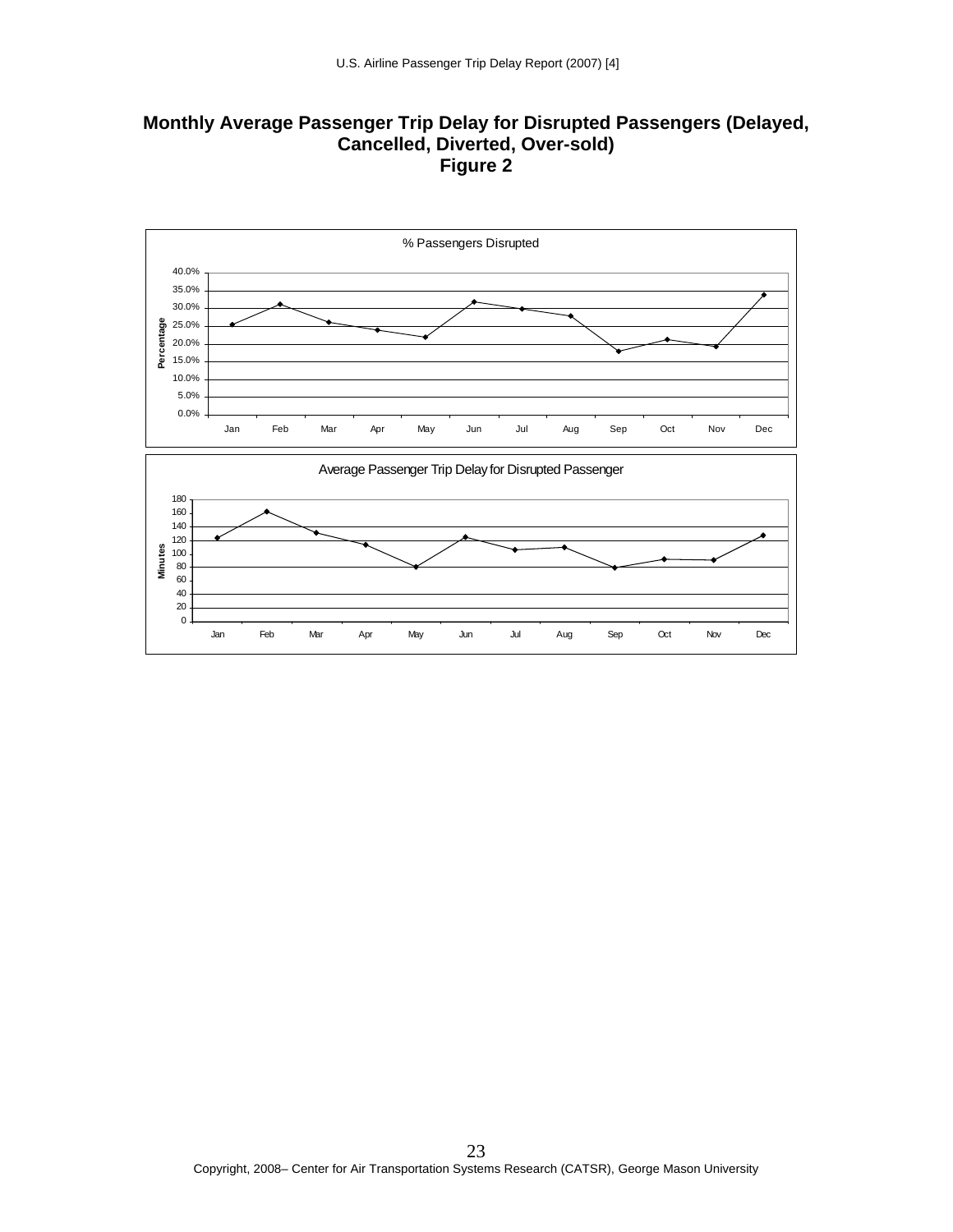## Monthly Average Passenger Trip Delay for Disrupted Passengers (Delayed, Cancelled, Diverted, Over-sold)

**Figure 2**

% Passengers Disrupted

Average Passenger Trip Delay for Disrupted Passenger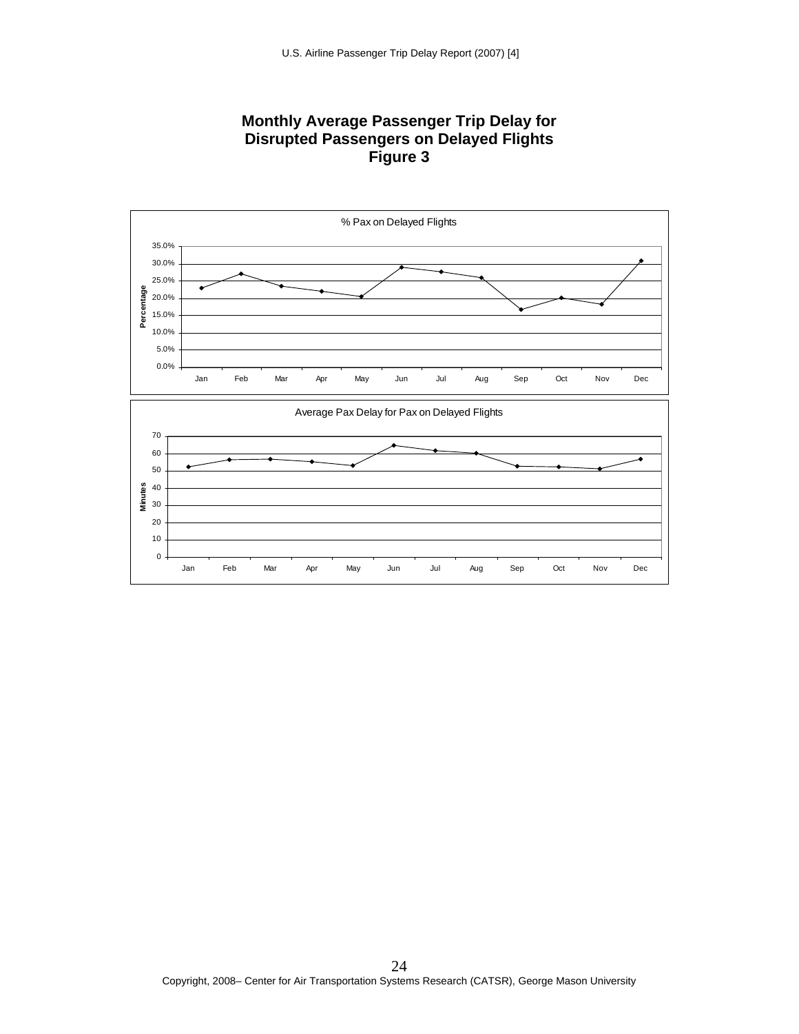# Monthly Average Passenger Trip Delay for Disrupted Passengers on Delayed Flights
# Figure 3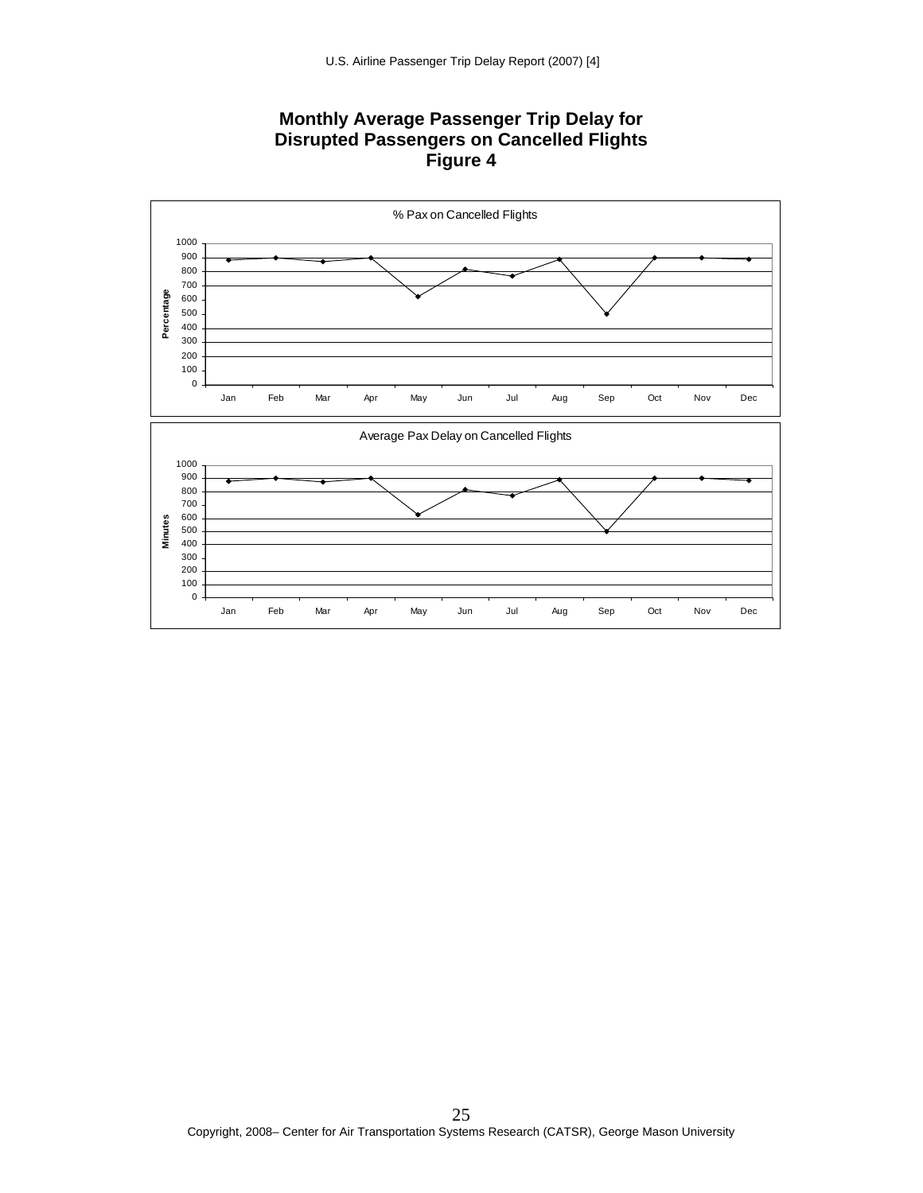# Monthly Average Passenger Trip Delay for Disrupted Passengers on Cancelled Flights
## Figure 4

% Pax on Cancelled Flights

Percentage

1000
900
800
700
600
500
400
300
200
100
0

Jan Feb Mar Apr May Jun Jul Aug Sep Oct Nov Dec

Average Pax Delay on Cancelled Flights

Minutes

1000
900
800
700
600
500
400
300
200
100
0

Jan Feb Mar Apr May Jun Jul Aug Sep Oct Nov Dec

Copyright, 2008– Center for Air Transportation Systems Research (CATSR), George Mason University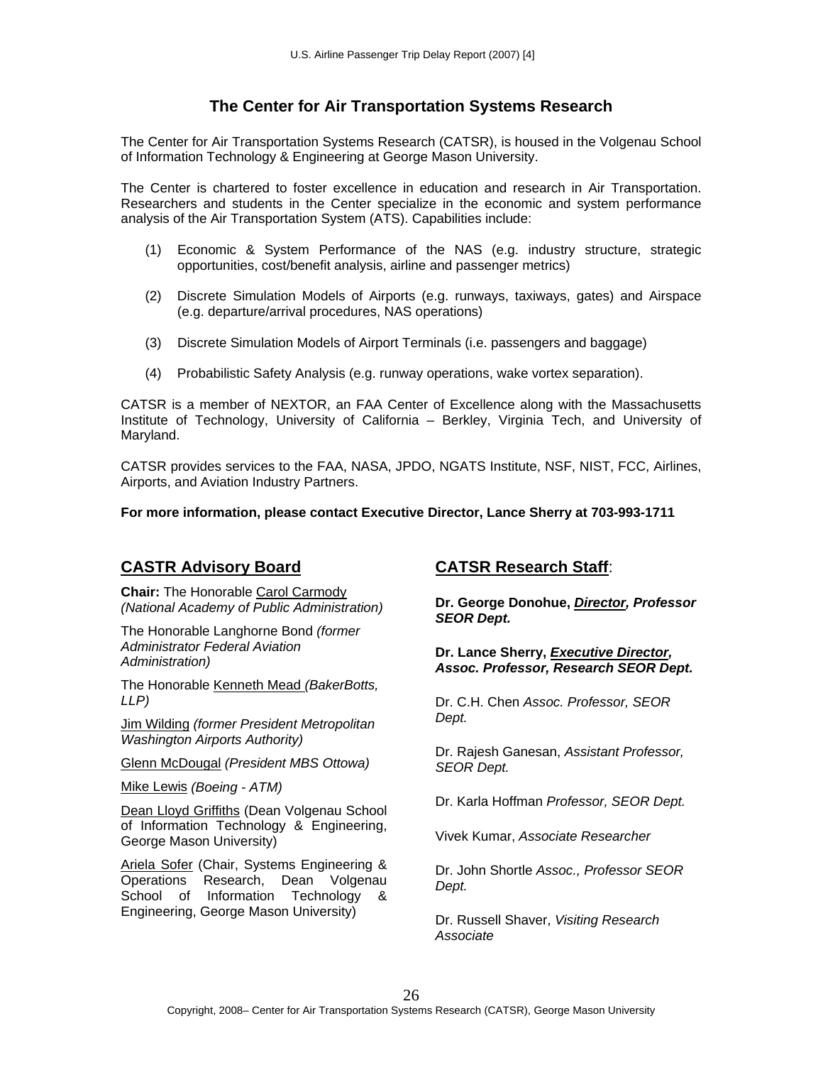# The Center for Air Transportation Systems Research

The Center for Air Transportation Systems Research (CATSR), is housed in the Volgenau School of Information Technology & Engineering at George Mason University.

The Center is chartered to foster excellence in education and research in Air Transportation. Researchers and students in the Center specialize in the economic and system performance analysis of the Air Transportation System (ATS). Capabilities include:

(1) Economic & System Performance of the NAS (e.g. industry structure, strategic opportunities, cost/benefit analysis, airline and passenger metrics)

(2) Discrete Simulation Models of Airports (e.g. runways, taxiways, gates) and Airspace (e.g. departure/arrival procedures, NAS operations)

(3) Discrete Simulation Models of Airport Terminals (i.e. passengers and baggage)

(4) Probabilistic Safety Analysis (e.g. runway operations, wake vortex separation).

CATSR is a member of NEXTOR, an FAA Center of Excellence along with the Massachusetts Institute of Technology, University of California – Berkley, Virginia Tech, and University of Maryland.

CATSR provides services to the FAA, NASA, JPDO, NGATS Institute, NSF, NIST, FCC, Airlines, Airports, and Aviation Industry Partners.

**For more information, please contact Executive Director, Lance Sherry at 703-993-1711**

## CASTR Advisory Board

**Chair:** The Honorable Carol Carmody *(National Academy of Public Administration)*

The Honorable Langhorne Bond *(former Administrator Federal Aviation Administration)*

The Honorable Kenneth Mead *(BakerBotts, LLP)*

Jim Wilding *(former President Metropolitan Washington Airports Authority)*

Glenn McDougal *(President MBS Ottowa)*

Mike Lewis *(Boeing - ATM)*

Dean Lloyd Griffiths (Dean Volgenau School of Information Technology & Engineering, George Mason University)

Ariela Sofer (Chair, Systems Engineering & Operations Research, Dean Volgenau School of Information Technology & Engineering, George Mason University)

## CATSR Research Staff:

**Dr. George Donohue, *Director, Professor SEOR Dept.***

**Dr. Lance Sherry, *Executive Director, Assoc. Professor, Research SEOR Dept.***

Dr. C.H. Chen *Assoc. Professor, SEOR Dept.*

Dr. Rajesh Ganesan, *Assistant Professor, SEOR Dept.*

Dr. Karla Hoffman *Professor, SEOR Dept.*

Vivek Kumar, *Associate Researcher*

Dr. John Shortle *Assoc., Professor SEOR Dept.*

Dr. Russell Shaver, *Visiting Research Associate*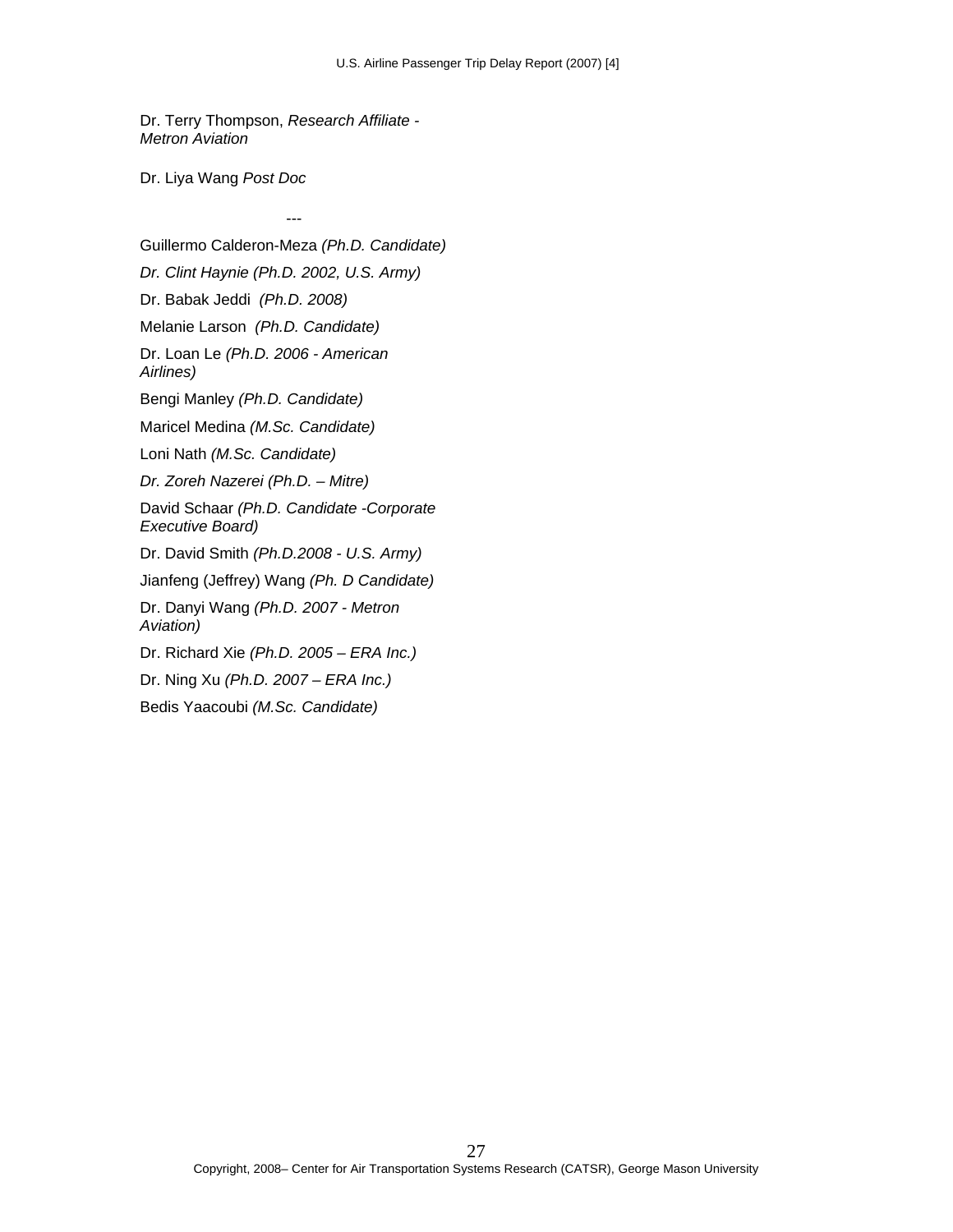Dr. Terry Thompson, *Research Affiliate - Metron Aviation*

Dr. Liya Wang *Post Doc*

---

Guillermo Calderon-Meza *(Ph.D. Candidate)*

*Dr. Clint Haynie (Ph.D. 2002, U.S. Army)*

Dr. Babak Jeddi *(Ph.D. 2008)*

Melanie Larson *(Ph.D. Candidate)*

Dr. Loan Le *(Ph.D. 2006 - American Airlines)*

Bengi Manley *(Ph.D. Candidate)*

Maricel Medina *(M.Sc. Candidate)*

Loni Nath *(M.Sc. Candidate)*

*Dr. Zoreh Nazerei (Ph.D. – Mitre)*

David Schaar *(Ph.D. Candidate -Corporate Executive Board)*

Dr. David Smith *(Ph.D.2008 - U.S. Army)*

Jianfeng (Jeffrey) Wang *(Ph. D Candidate)*

Dr. Danyi Wang *(Ph.D. 2007 - Metron Aviation)*

Dr. Richard Xie *(Ph.D. 2005 – ERA Inc.)*

Dr. Ning Xu *(Ph.D. 2007 – ERA Inc.)*

Bedis Yaacoubi *(M.Sc. Candidate)*